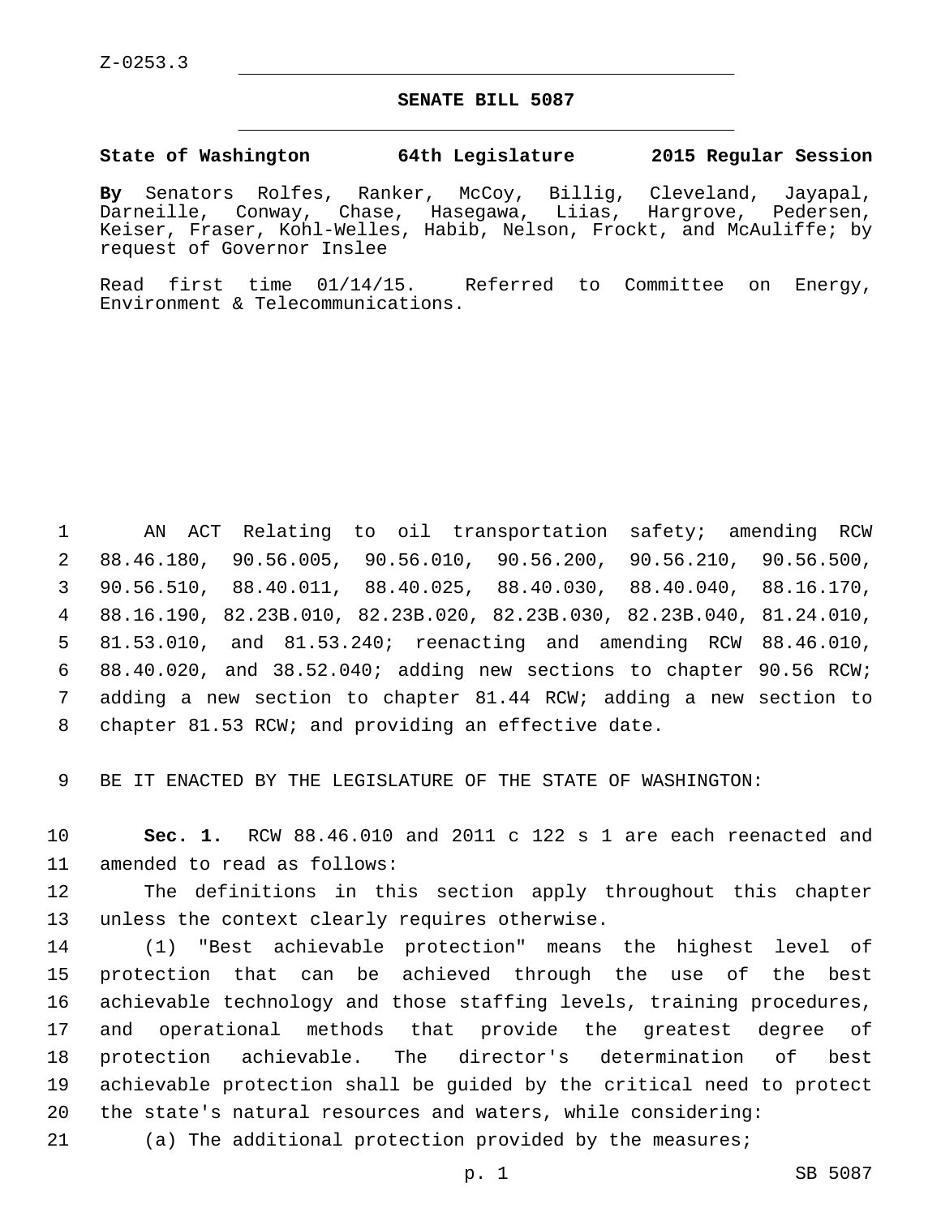Z-0253.3

# SENATE BILL 5087

**State of Washington 64th Legislature 2015 Regular Session**

**By** Senators Rolfes, Ranker, McCoy, Billig, Cleveland, Jayapal, Darneille, Conway, Chase, Hasegawa, Liias, Hargrove, Pedersen, Keiser, Fraser, Kohl-Welles, Habib, Nelson, Frockt, and McAuliffe; by request of Governor Inslee

Read first time 01/14/15. Referred to Committee on Energy, Environment & Telecommunications.

AN ACT Relating to oil transportation safety; amending RCW 88.46.180, 90.56.005, 90.56.010, 90.56.200, 90.56.210, 90.56.500, 90.56.510, 88.40.011, 88.40.025, 88.40.030, 88.40.040, 88.16.170, 88.16.190, 82.23B.010, 82.23B.020, 82.23B.030, 82.23B.040, 81.24.010, 81.53.010, and 81.53.240; reenacting and amending RCW 88.46.010, 88.40.020, and 38.52.040; adding new sections to chapter 90.56 RCW; adding a new section to chapter 81.44 RCW; adding a new section to chapter 81.53 RCW; and providing an effective date.

BE IT ENACTED BY THE LEGISLATURE OF THE STATE OF WASHINGTON:

**Sec. 1.** RCW 88.46.010 and 2011 c 122 s 1 are each reenacted and amended to read as follows:

The definitions in this section apply throughout this chapter unless the context clearly requires otherwise.

(1) "Best achievable protection" means the highest level of protection that can be achieved through the use of the best achievable technology and those staffing levels, training procedures, and operational methods that provide the greatest degree of protection achievable. The director's determination of best achievable protection shall be guided by the critical need to protect the state's natural resources and waters, while considering:

(a) The additional protection provided by the measures;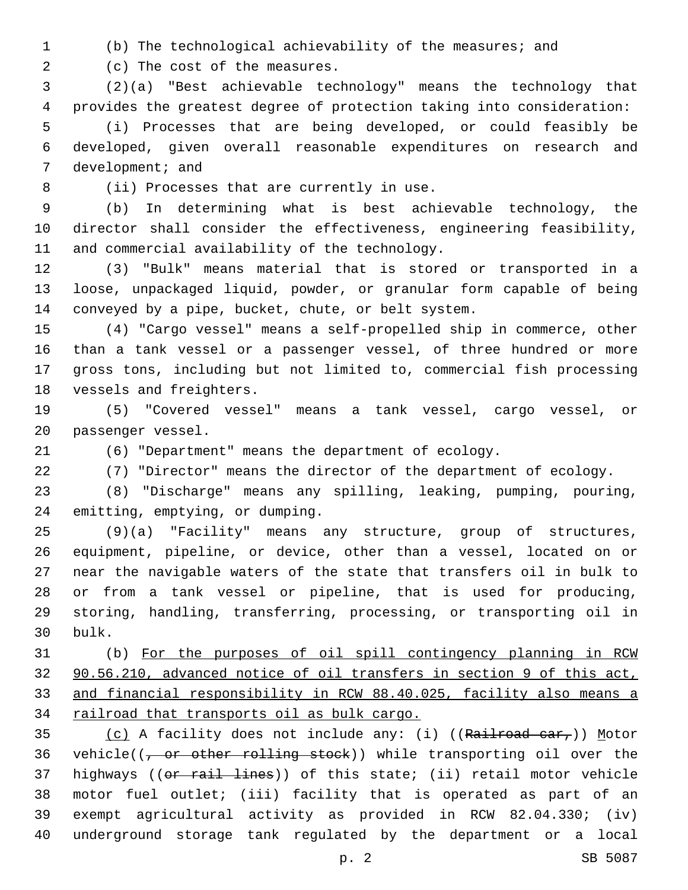(b) The technological achievability of the measures; and

(c) The cost of the measures.

(2)(a) "Best achievable technology" means the technology that provides the greatest degree of protection taking into consideration:

(i) Processes that are being developed, or could feasibly be developed, given overall reasonable expenditures on research and development; and

(ii) Processes that are currently in use.

(b) In determining what is best achievable technology, the director shall consider the effectiveness, engineering feasibility, and commercial availability of the technology.

(3) "Bulk" means material that is stored or transported in a loose, unpackaged liquid, powder, or granular form capable of being conveyed by a pipe, bucket, chute, or belt system.

(4) "Cargo vessel" means a self-propelled ship in commerce, other than a tank vessel or a passenger vessel, of three hundred or more gross tons, including but not limited to, commercial fish processing vessels and freighters.

(5) "Covered vessel" means a tank vessel, cargo vessel, or passenger vessel.

(6) "Department" means the department of ecology.

(7) "Director" means the director of the department of ecology.

(8) "Discharge" means any spilling, leaking, pumping, pouring, emitting, emptying, or dumping.

(9)(a) "Facility" means any structure, group of structures, equipment, pipeline, or device, other than a vessel, located on or near the navigable waters of the state that transfers oil in bulk to or from a tank vessel or pipeline, that is used for producing, storing, handling, transferring, processing, or transporting oil in bulk.

(b) <u>For the purposes of oil spill contingency planning in RCW 90.56.210, advanced notice of oil transfers in section 9 of this act, and financial responsibility in RCW 88.40.025, facility also means a railroad that transports oil as bulk cargo.</u>

<u>(c)</u> A facility does not include any: (i) ((~~Railroad car,~~)) <u>M</u>otor vehicle((~~, or other rolling stock~~)) while transporting oil over the highways ((~~or rail lines~~)) of this state; (ii) retail motor vehicle motor fuel outlet; (iii) facility that is operated as part of an exempt agricultural activity as provided in RCW 82.04.330; (iv) underground storage tank regulated by the department or a local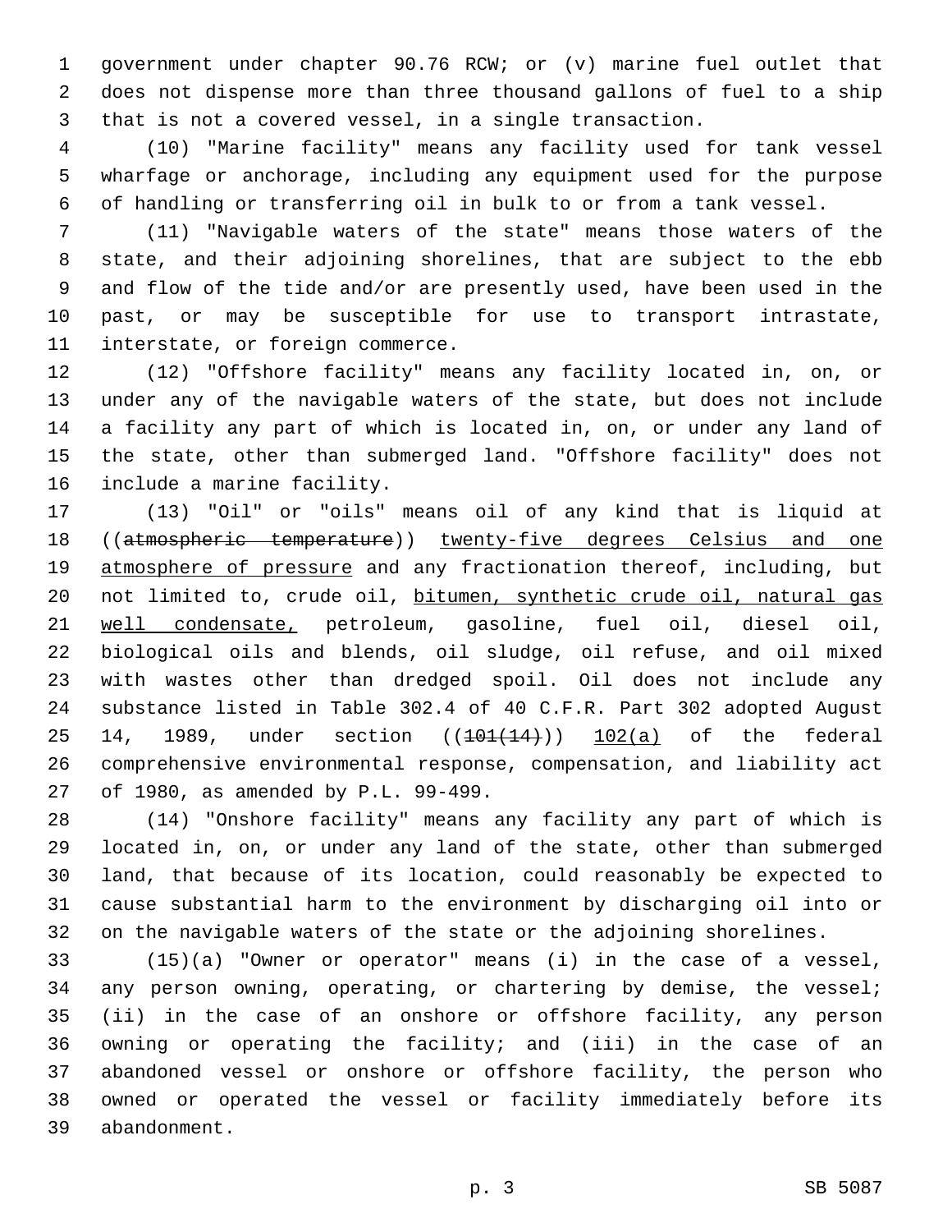government under chapter 90.76 RCW; or (v) marine fuel outlet that does not dispense more than three thousand gallons of fuel to a ship that is not a covered vessel, in a single transaction.

(10) "Marine facility" means any facility used for tank vessel wharfage or anchorage, including any equipment used for the purpose of handling or transferring oil in bulk to or from a tank vessel.

(11) "Navigable waters of the state" means those waters of the state, and their adjoining shorelines, that are subject to the ebb and flow of the tide and/or are presently used, have been used in the past, or may be susceptible for use to transport intrastate, interstate, or foreign commerce.

(12) "Offshore facility" means any facility located in, on, or under any of the navigable waters of the state, but does not include a facility any part of which is located in, on, or under any land of the state, other than submerged land. "Offshore facility" does not include a marine facility.

(13) "Oil" or "oils" means oil of any kind that is liquid at ((~~atmospheric temperature~~)) <u>twenty-five degrees Celsius and one atmosphere of pressure</u> and any fractionation thereof, including, but not limited to, crude oil, <u>bitumen, synthetic crude oil, natural gas well condensate,</u> petroleum, gasoline, fuel oil, diesel oil, biological oils and blends, oil sludge, oil refuse, and oil mixed with wastes other than dredged spoil. Oil does not include any substance listed in Table 302.4 of 40 C.F.R. Part 302 adopted August 14, 1989, under section ((~~101(14)~~)) <u>102(a)</u> of the federal comprehensive environmental response, compensation, and liability act of 1980, as amended by P.L. 99-499.

(14) "Onshore facility" means any facility any part of which is located in, on, or under any land of the state, other than submerged land, that because of its location, could reasonably be expected to cause substantial harm to the environment by discharging oil into or on the navigable waters of the state or the adjoining shorelines.

(15)(a) "Owner or operator" means (i) in the case of a vessel, any person owning, operating, or chartering by demise, the vessel; (ii) in the case of an onshore or offshore facility, any person owning or operating the facility; and (iii) in the case of an abandoned vessel or onshore or offshore facility, the person who owned or operated the vessel or facility immediately before its abandonment.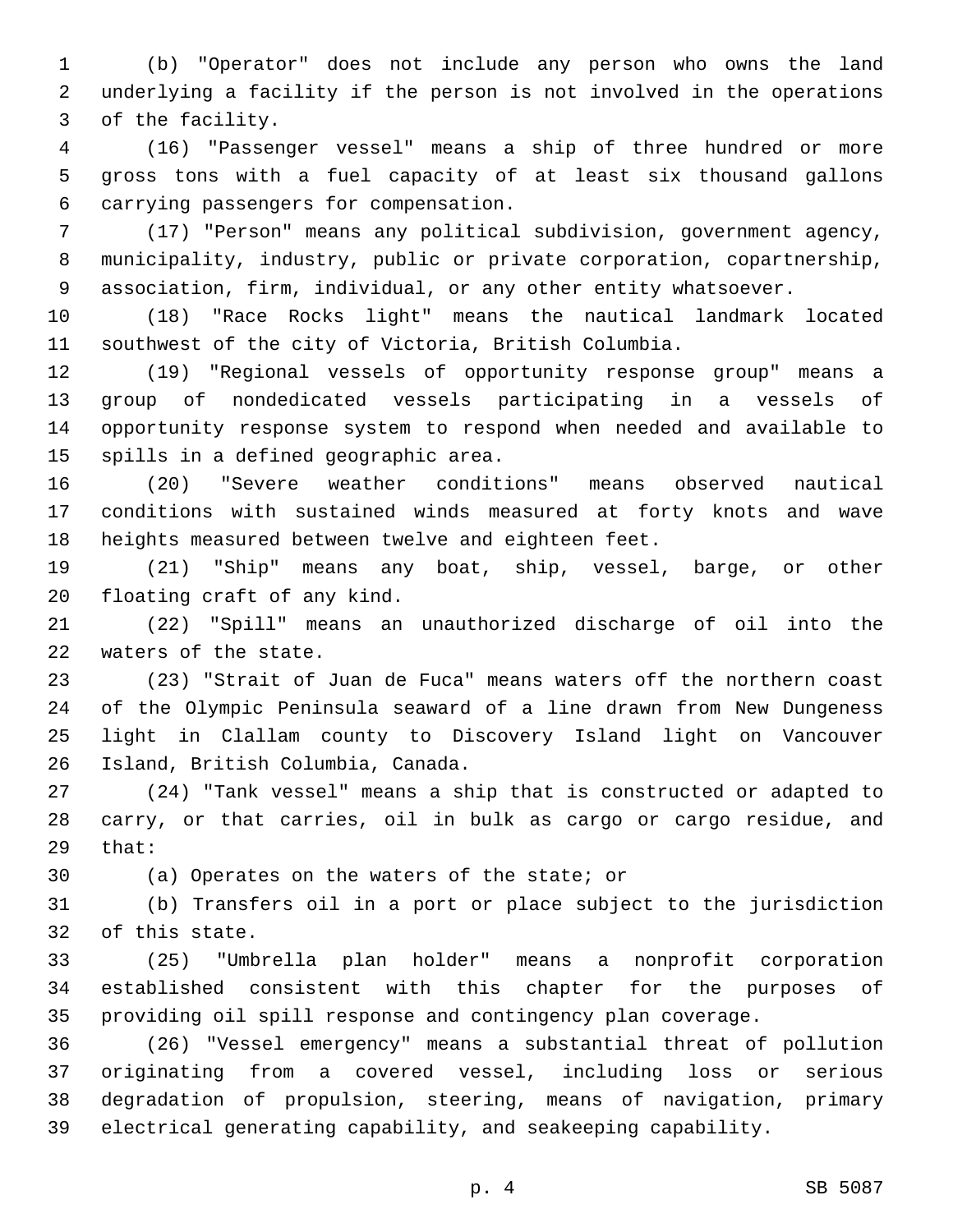(b) "Operator" does not include any person who owns the land underlying a facility if the person is not involved in the operations of the facility.

(16) "Passenger vessel" means a ship of three hundred or more gross tons with a fuel capacity of at least six thousand gallons carrying passengers for compensation.

(17) "Person" means any political subdivision, government agency, municipality, industry, public or private corporation, copartnership, association, firm, individual, or any other entity whatsoever.

(18) "Race Rocks light" means the nautical landmark located southwest of the city of Victoria, British Columbia.

(19) "Regional vessels of opportunity response group" means a group of nondedicated vessels participating in a vessels of opportunity response system to respond when needed and available to spills in a defined geographic area.

(20) "Severe weather conditions" means observed nautical conditions with sustained winds measured at forty knots and wave heights measured between twelve and eighteen feet.

(21) "Ship" means any boat, ship, vessel, barge, or other floating craft of any kind.

(22) "Spill" means an unauthorized discharge of oil into the waters of the state.

(23) "Strait of Juan de Fuca" means waters off the northern coast of the Olympic Peninsula seaward of a line drawn from New Dungeness light in Clallam county to Discovery Island light on Vancouver Island, British Columbia, Canada.

(24) "Tank vessel" means a ship that is constructed or adapted to carry, or that carries, oil in bulk as cargo or cargo residue, and that:

(a) Operates on the waters of the state; or

(b) Transfers oil in a port or place subject to the jurisdiction of this state.

(25) "Umbrella plan holder" means a nonprofit corporation established consistent with this chapter for the purposes of providing oil spill response and contingency plan coverage.

(26) "Vessel emergency" means a substantial threat of pollution originating from a covered vessel, including loss or serious degradation of propulsion, steering, means of navigation, primary electrical generating capability, and seakeeping capability.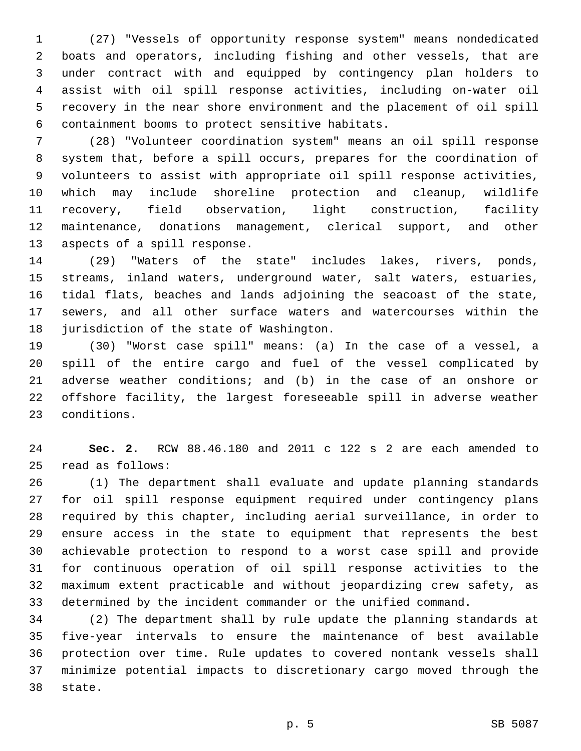(27) "Vessels of opportunity response system" means nondedicated boats and operators, including fishing and other vessels, that are under contract with and equipped by contingency plan holders to assist with oil spill response activities, including on-water oil recovery in the near shore environment and the placement of oil spill containment booms to protect sensitive habitats.

(28) "Volunteer coordination system" means an oil spill response system that, before a spill occurs, prepares for the coordination of volunteers to assist with appropriate oil spill response activities, which may include shoreline protection and cleanup, wildlife recovery, field observation, light construction, facility maintenance, donations management, clerical support, and other aspects of a spill response.

(29) "Waters of the state" includes lakes, rivers, ponds, streams, inland waters, underground water, salt waters, estuaries, tidal flats, beaches and lands adjoining the seacoast of the state, sewers, and all other surface waters and watercourses within the jurisdiction of the state of Washington.

(30) "Worst case spill" means: (a) In the case of a vessel, a spill of the entire cargo and fuel of the vessel complicated by adverse weather conditions; and (b) in the case of an onshore or offshore facility, the largest foreseeable spill in adverse weather conditions.

**Sec. 2.** RCW 88.46.180 and 2011 c 122 s 2 are each amended to read as follows:

(1) The department shall evaluate and update planning standards for oil spill response equipment required under contingency plans required by this chapter, including aerial surveillance, in order to ensure access in the state to equipment that represents the best achievable protection to respond to a worst case spill and provide for continuous operation of oil spill response activities to the maximum extent practicable and without jeopardizing crew safety, as determined by the incident commander or the unified command.

(2) The department shall by rule update the planning standards at five-year intervals to ensure the maintenance of best available protection over time. Rule updates to covered nontank vessels shall minimize potential impacts to discretionary cargo moved through the state.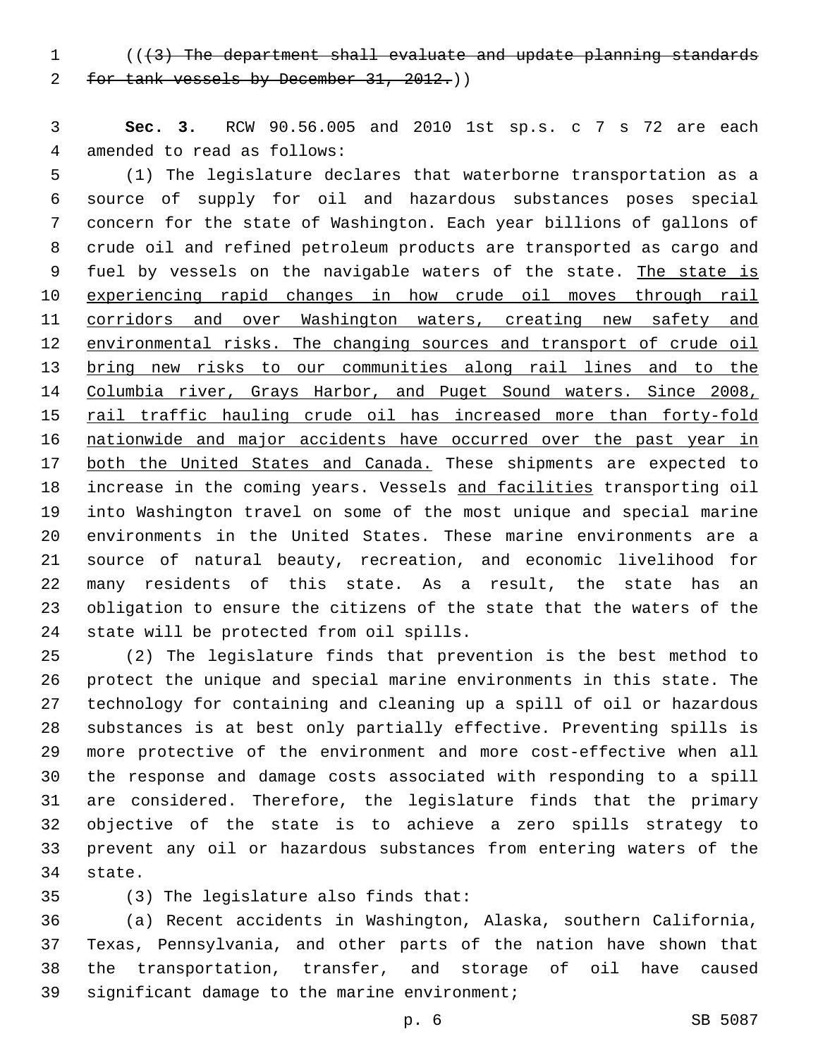((~~(3) The department shall evaluate and update planning standards for tank vessels by December 31, 2012.~~))

**Sec. 3.** RCW 90.56.005 and 2010 1st sp.s. c 7 s 72 are each amended to read as follows:

(1) The legislature declares that waterborne transportation as a source of supply for oil and hazardous substances poses special concern for the state of Washington. Each year billions of gallons of crude oil and refined petroleum products are transported as cargo and fuel by vessels on the navigable waters of the state. <u>The state is experiencing rapid changes in how crude oil moves through rail corridors and over Washington waters, creating new safety and environmental risks. The changing sources and transport of crude oil bring new risks to our communities along rail lines and to the Columbia river, Grays Harbor, and Puget Sound waters. Since 2008, rail traffic hauling crude oil has increased more than forty-fold nationwide and major accidents have occurred over the past year in both the United States and Canada.</u> These shipments are expected to increase in the coming years. Vessels <u>and facilities</u> transporting oil into Washington travel on some of the most unique and special marine environments in the United States. These marine environments are a source of natural beauty, recreation, and economic livelihood for many residents of this state. As a result, the state has an obligation to ensure the citizens of the state that the waters of the state will be protected from oil spills.

(2) The legislature finds that prevention is the best method to protect the unique and special marine environments in this state. The technology for containing and cleaning up a spill of oil or hazardous substances is at best only partially effective. Preventing spills is more protective of the environment and more cost-effective when all the response and damage costs associated with responding to a spill are considered. Therefore, the legislature finds that the primary objective of the state is to achieve a zero spills strategy to prevent any oil or hazardous substances from entering waters of the state.

(3) The legislature also finds that:

(a) Recent accidents in Washington, Alaska, southern California, Texas, Pennsylvania, and other parts of the nation have shown that the transportation, transfer, and storage of oil have caused significant damage to the marine environment;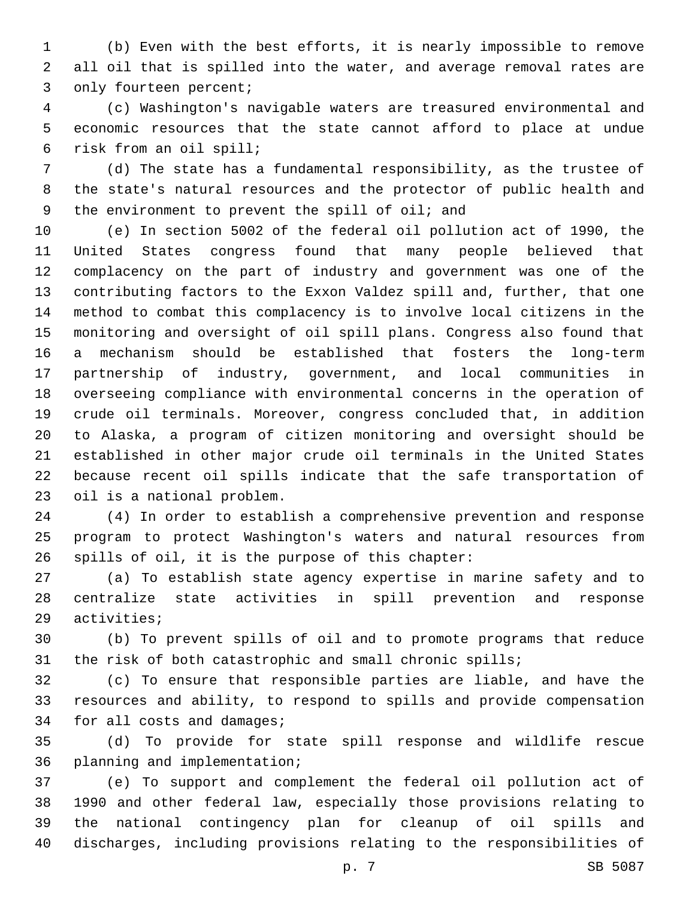(b) Even with the best efforts, it is nearly impossible to remove all oil that is spilled into the water, and average removal rates are only fourteen percent;

(c) Washington's navigable waters are treasured environmental and economic resources that the state cannot afford to place at undue risk from an oil spill;

(d) The state has a fundamental responsibility, as the trustee of the state's natural resources and the protector of public health and the environment to prevent the spill of oil; and

(e) In section 5002 of the federal oil pollution act of 1990, the United States congress found that many people believed that complacency on the part of industry and government was one of the contributing factors to the Exxon Valdez spill and, further, that one method to combat this complacency is to involve local citizens in the monitoring and oversight of oil spill plans. Congress also found that a mechanism should be established that fosters the long-term partnership of industry, government, and local communities in overseeing compliance with environmental concerns in the operation of crude oil terminals. Moreover, congress concluded that, in addition to Alaska, a program of citizen monitoring and oversight should be established in other major crude oil terminals in the United States because recent oil spills indicate that the safe transportation of oil is a national problem.

(4) In order to establish a comprehensive prevention and response program to protect Washington's waters and natural resources from spills of oil, it is the purpose of this chapter:

(a) To establish state agency expertise in marine safety and to centralize state activities in spill prevention and response activities;

(b) To prevent spills of oil and to promote programs that reduce the risk of both catastrophic and small chronic spills;

(c) To ensure that responsible parties are liable, and have the resources and ability, to respond to spills and provide compensation for all costs and damages;

(d) To provide for state spill response and wildlife rescue planning and implementation;

(e) To support and complement the federal oil pollution act of 1990 and other federal law, especially those provisions relating to the national contingency plan for cleanup of oil spills and discharges, including provisions relating to the responsibilities of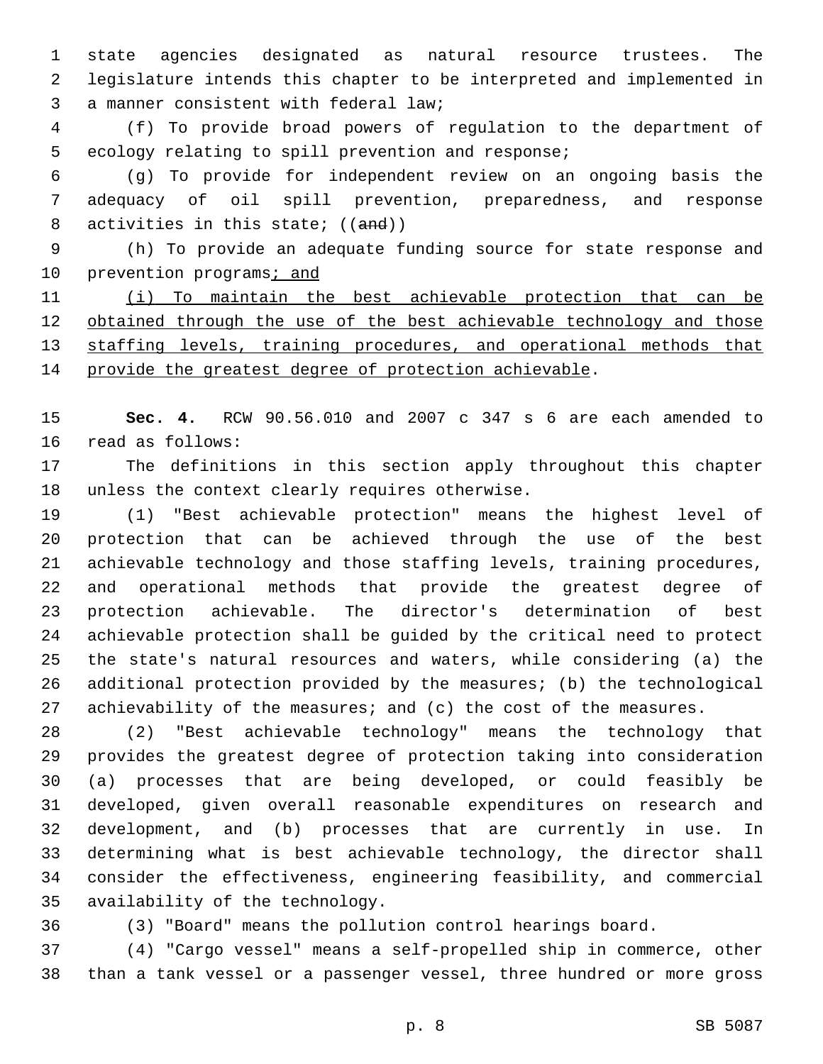state agencies designated as natural resource trustees. The legislature intends this chapter to be interpreted and implemented in a manner consistent with federal law;

(f) To provide broad powers of regulation to the department of ecology relating to spill prevention and response;

(g) To provide for independent review on an ongoing basis the adequacy of oil spill prevention, preparedness, and response activities in this state; ((~~and~~))

(h) To provide an adequate funding source for state response and prevention programs<u>; and</u>

<u>(i) To maintain the best achievable protection that can be obtained through the use of the best achievable technology and those staffing levels, training procedures, and operational methods that provide the greatest degree of protection achievable</u>.

**Sec. 4.** RCW 90.56.010 and 2007 c 347 s 6 are each amended to read as follows:

The definitions in this section apply throughout this chapter unless the context clearly requires otherwise.

(1) "Best achievable protection" means the highest level of protection that can be achieved through the use of the best achievable technology and those staffing levels, training procedures, and operational methods that provide the greatest degree of protection achievable. The director's determination of best achievable protection shall be guided by the critical need to protect the state's natural resources and waters, while considering (a) the additional protection provided by the measures; (b) the technological achievability of the measures; and (c) the cost of the measures.

(2) "Best achievable technology" means the technology that provides the greatest degree of protection taking into consideration (a) processes that are being developed, or could feasibly be developed, given overall reasonable expenditures on research and development, and (b) processes that are currently in use. In determining what is best achievable technology, the director shall consider the effectiveness, engineering feasibility, and commercial availability of the technology.

(3) "Board" means the pollution control hearings board.

(4) "Cargo vessel" means a self-propelled ship in commerce, other than a tank vessel or a passenger vessel, three hundred or more gross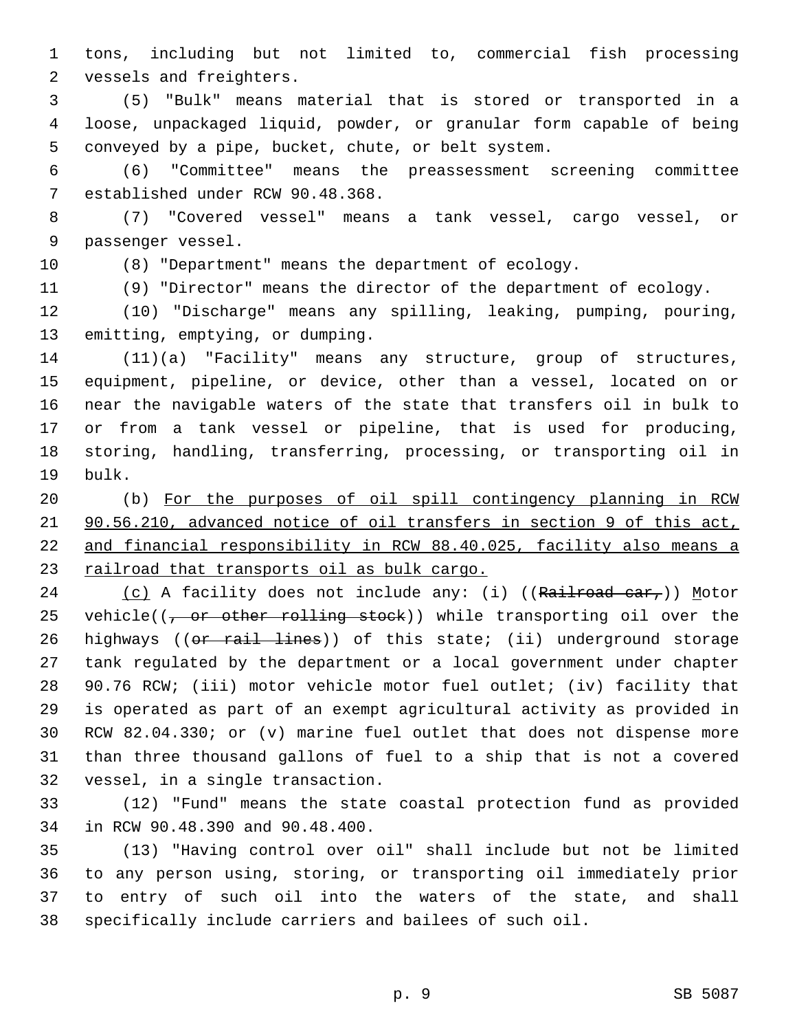tons, including but not limited to, commercial fish processing vessels and freighters.

(5) "Bulk" means material that is stored or transported in a loose, unpackaged liquid, powder, or granular form capable of being conveyed by a pipe, bucket, chute, or belt system.

(6) "Committee" means the preassessment screening committee established under RCW 90.48.368.

(7) "Covered vessel" means a tank vessel, cargo vessel, or passenger vessel.

(8) "Department" means the department of ecology.

(9) "Director" means the director of the department of ecology.

(10) "Discharge" means any spilling, leaking, pumping, pouring, emitting, emptying, or dumping.

(11)(a) "Facility" means any structure, group of structures, equipment, pipeline, or device, other than a vessel, located on or near the navigable waters of the state that transfers oil in bulk to or from a tank vessel or pipeline, that is used for producing, storing, handling, transferring, processing, or transporting oil in bulk.

(b) For the purposes of oil spill contingency planning in RCW 90.56.210, advanced notice of oil transfers in section 9 of this act, and financial responsibility in RCW 88.40.025, facility also means a railroad that transports oil as bulk cargo.

(c) A facility does not include any: (i) ((~~Railroad car,~~)) Motor vehicle((~~, or other rolling stock~~)) while transporting oil over the highways ((~~or rail lines~~)) of this state; (ii) underground storage tank regulated by the department or a local government under chapter 90.76 RCW; (iii) motor vehicle motor fuel outlet; (iv) facility that is operated as part of an exempt agricultural activity as provided in RCW 82.04.330; or (v) marine fuel outlet that does not dispense more than three thousand gallons of fuel to a ship that is not a covered vessel, in a single transaction.

(12) "Fund" means the state coastal protection fund as provided in RCW 90.48.390 and 90.48.400.

(13) "Having control over oil" shall include but not be limited to any person using, storing, or transporting oil immediately prior to entry of such oil into the waters of the state, and shall specifically include carriers and bailees of such oil.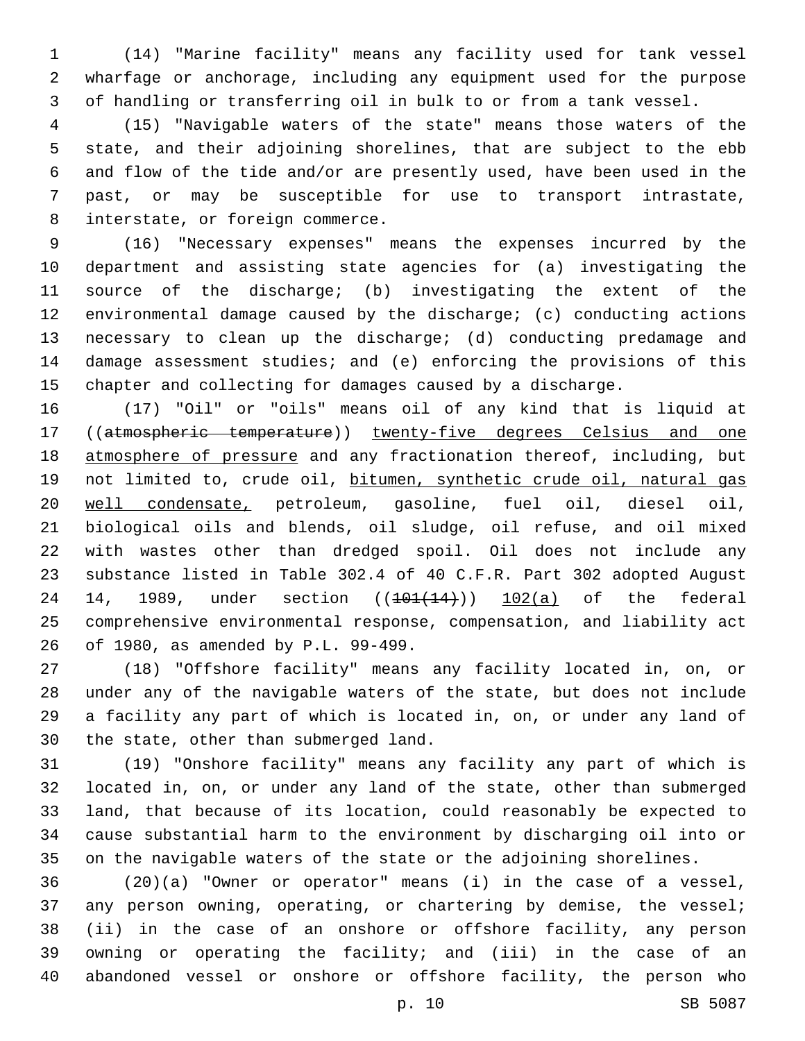(14) "Marine facility" means any facility used for tank vessel wharfage or anchorage, including any equipment used for the purpose of handling or transferring oil in bulk to or from a tank vessel.

(15) "Navigable waters of the state" means those waters of the state, and their adjoining shorelines, that are subject to the ebb and flow of the tide and/or are presently used, have been used in the past, or may be susceptible for use to transport intrastate, interstate, or foreign commerce.

(16) "Necessary expenses" means the expenses incurred by the department and assisting state agencies for (a) investigating the source of the discharge; (b) investigating the extent of the environmental damage caused by the discharge; (c) conducting actions necessary to clean up the discharge; (d) conducting predamage and damage assessment studies; and (e) enforcing the provisions of this chapter and collecting for damages caused by a discharge.

(17) "Oil" or "oils" means oil of any kind that is liquid at ((~~atmospheric temperature~~)) <u>twenty-five degrees Celsius and one atmosphere of pressure</u> and any fractionation thereof, including, but not limited to, crude oil, <u>bitumen, synthetic crude oil, natural gas well condensate,</u> petroleum, gasoline, fuel oil, diesel oil, biological oils and blends, oil sludge, oil refuse, and oil mixed with wastes other than dredged spoil. Oil does not include any substance listed in Table 302.4 of 40 C.F.R. Part 302 adopted August 14, 1989, under section ((~~101(14)~~)) <u>102(a)</u> of the federal comprehensive environmental response, compensation, and liability act of 1980, as amended by P.L. 99-499.

(18) "Offshore facility" means any facility located in, on, or under any of the navigable waters of the state, but does not include a facility any part of which is located in, on, or under any land of the state, other than submerged land.

(19) "Onshore facility" means any facility any part of which is located in, on, or under any land of the state, other than submerged land, that because of its location, could reasonably be expected to cause substantial harm to the environment by discharging oil into or on the navigable waters of the state or the adjoining shorelines.

(20)(a) "Owner or operator" means (i) in the case of a vessel, any person owning, operating, or chartering by demise, the vessel; (ii) in the case of an onshore or offshore facility, any person owning or operating the facility; and (iii) in the case of an abandoned vessel or onshore or offshore facility, the person who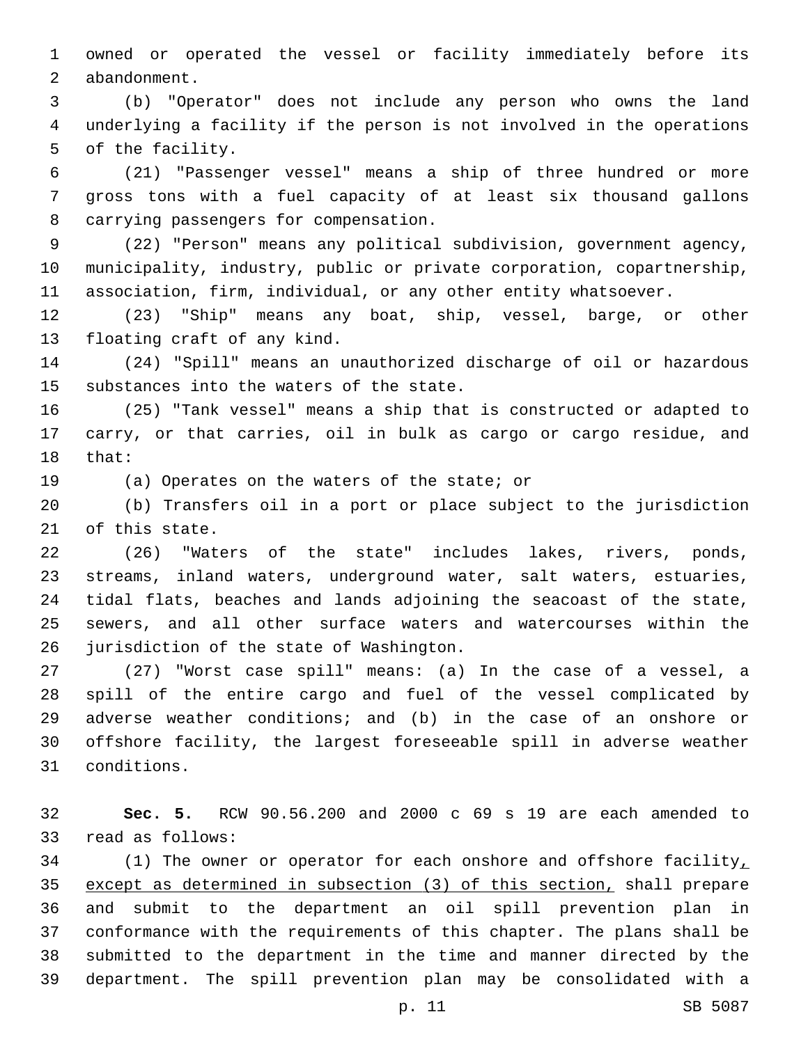owned or operated the vessel or facility immediately before its abandonment.

(b) "Operator" does not include any person who owns the land underlying a facility if the person is not involved in the operations of the facility.

(21) "Passenger vessel" means a ship of three hundred or more gross tons with a fuel capacity of at least six thousand gallons carrying passengers for compensation.

(22) "Person" means any political subdivision, government agency, municipality, industry, public or private corporation, copartnership, association, firm, individual, or any other entity whatsoever.

(23) "Ship" means any boat, ship, vessel, barge, or other floating craft of any kind.

(24) "Spill" means an unauthorized discharge of oil or hazardous substances into the waters of the state.

(25) "Tank vessel" means a ship that is constructed or adapted to carry, or that carries, oil in bulk as cargo or cargo residue, and that:

(a) Operates on the waters of the state; or

(b) Transfers oil in a port or place subject to the jurisdiction of this state.

(26) "Waters of the state" includes lakes, rivers, ponds, streams, inland waters, underground water, salt waters, estuaries, tidal flats, beaches and lands adjoining the seacoast of the state, sewers, and all other surface waters and watercourses within the jurisdiction of the state of Washington.

(27) "Worst case spill" means: (a) In the case of a vessel, a spill of the entire cargo and fuel of the vessel complicated by adverse weather conditions; and (b) in the case of an onshore or offshore facility, the largest foreseeable spill in adverse weather conditions.

**Sec. 5.** RCW 90.56.200 and 2000 c 69 s 19 are each amended to read as follows:

(1) The owner or operator for each onshore and offshore facility, except as determined in subsection (3) of this section, shall prepare and submit to the department an oil spill prevention plan in conformance with the requirements of this chapter. The plans shall be submitted to the department in the time and manner directed by the department. The spill prevention plan may be consolidated with a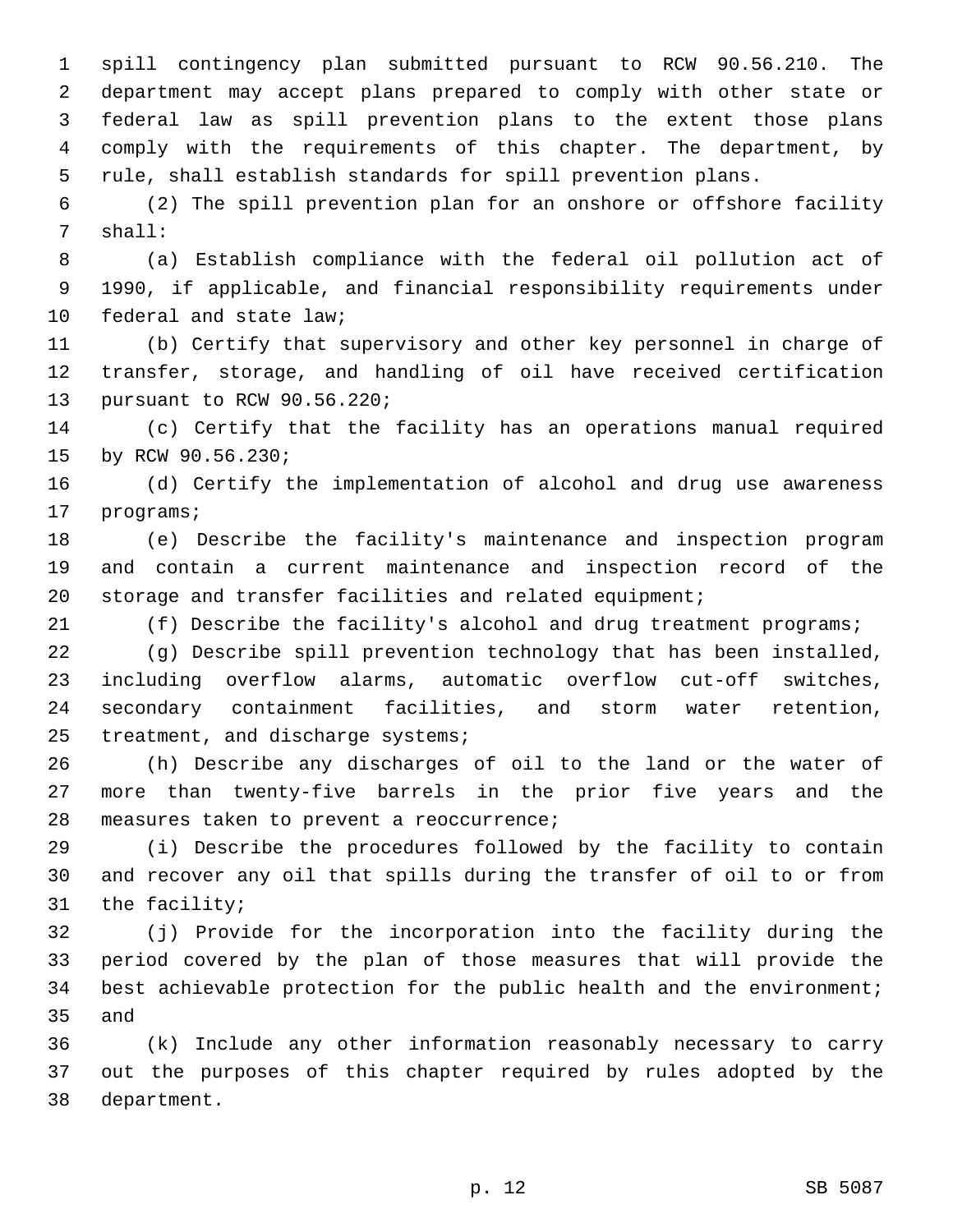spill contingency plan submitted pursuant to RCW 90.56.210. The department may accept plans prepared to comply with other state or federal law as spill prevention plans to the extent those plans comply with the requirements of this chapter. The department, by rule, shall establish standards for spill prevention plans.

(2) The spill prevention plan for an onshore or offshore facility shall:

(a) Establish compliance with the federal oil pollution act of 1990, if applicable, and financial responsibility requirements under federal and state law;

(b) Certify that supervisory and other key personnel in charge of transfer, storage, and handling of oil have received certification pursuant to RCW 90.56.220;

(c) Certify that the facility has an operations manual required by RCW 90.56.230;

(d) Certify the implementation of alcohol and drug use awareness programs;

(e) Describe the facility's maintenance and inspection program and contain a current maintenance and inspection record of the storage and transfer facilities and related equipment;

(f) Describe the facility's alcohol and drug treatment programs;

(g) Describe spill prevention technology that has been installed, including overflow alarms, automatic overflow cut-off switches, secondary containment facilities, and storm water retention, treatment, and discharge systems;

(h) Describe any discharges of oil to the land or the water of more than twenty-five barrels in the prior five years and the measures taken to prevent a reoccurrence;

(i) Describe the procedures followed by the facility to contain and recover any oil that spills during the transfer of oil to or from the facility;

(j) Provide for the incorporation into the facility during the period covered by the plan of those measures that will provide the best achievable protection for the public health and the environment; and

(k) Include any other information reasonably necessary to carry out the purposes of this chapter required by rules adopted by the department.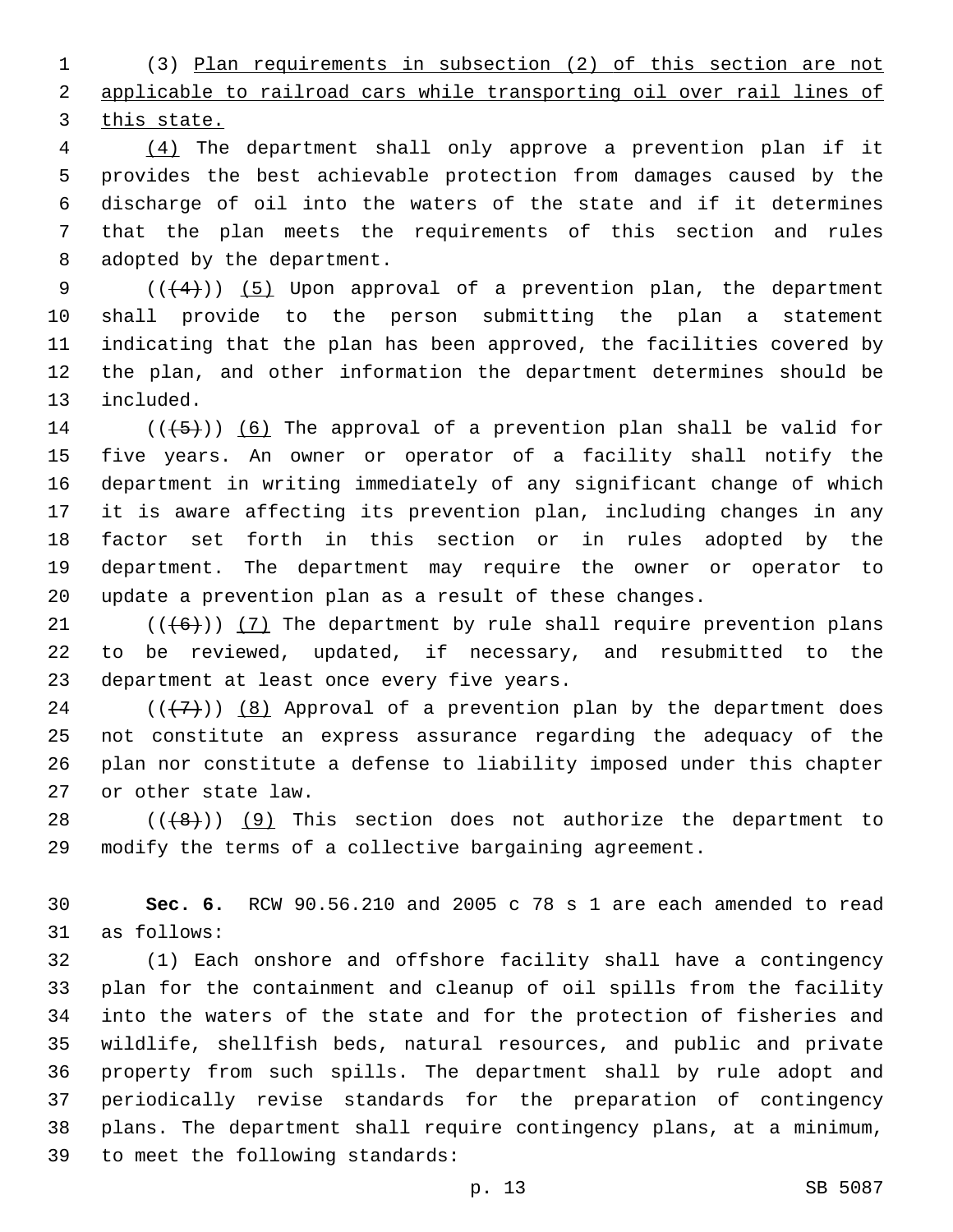(3) Plan requirements in subsection (2) of this section are not applicable to railroad cars while transporting oil over rail lines of this state.

(4) The department shall only approve a prevention plan if it provides the best achievable protection from damages caused by the discharge of oil into the waters of the state and if it determines that the plan meets the requirements of this section and rules adopted by the department.

(((4))) (5) Upon approval of a prevention plan, the department shall provide to the person submitting the plan a statement indicating that the plan has been approved, the facilities covered by the plan, and other information the department determines should be included.

(((5))) (6) The approval of a prevention plan shall be valid for five years. An owner or operator of a facility shall notify the department in writing immediately of any significant change of which it is aware affecting its prevention plan, including changes in any factor set forth in this section or in rules adopted by the department. The department may require the owner or operator to update a prevention plan as a result of these changes.

(((6))) (7) The department by rule shall require prevention plans to be reviewed, updated, if necessary, and resubmitted to the department at least once every five years.

(((7))) (8) Approval of a prevention plan by the department does not constitute an express assurance regarding the adequacy of the plan nor constitute a defense to liability imposed under this chapter or other state law.

(((8))) (9) This section does not authorize the department to modify the terms of a collective bargaining agreement.

**Sec. 6.** RCW 90.56.210 and 2005 c 78 s 1 are each amended to read as follows:

(1) Each onshore and offshore facility shall have a contingency plan for the containment and cleanup of oil spills from the facility into the waters of the state and for the protection of fisheries and wildlife, shellfish beds, natural resources, and public and private property from such spills. The department shall by rule adopt and periodically revise standards for the preparation of contingency plans. The department shall require contingency plans, at a minimum, to meet the following standards: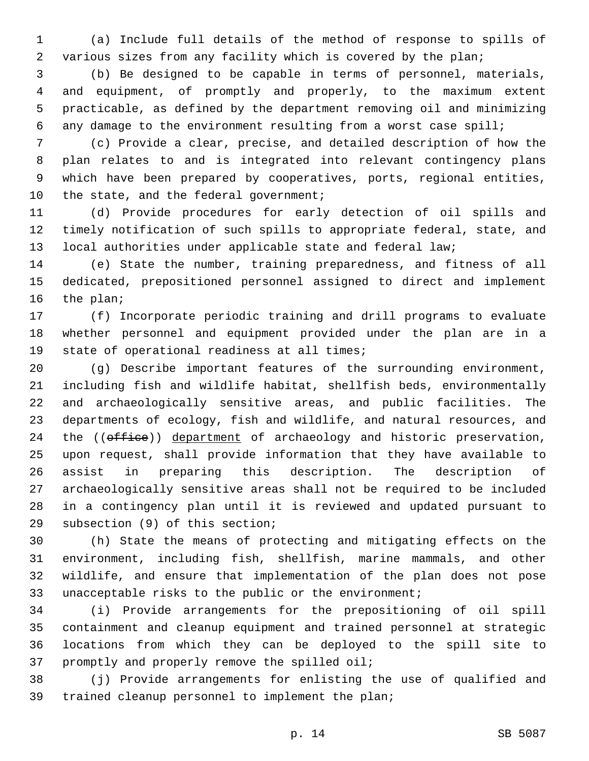(a) Include full details of the method of response to spills of various sizes from any facility which is covered by the plan;

(b) Be designed to be capable in terms of personnel, materials, and equipment, of promptly and properly, to the maximum extent practicable, as defined by the department removing oil and minimizing any damage to the environment resulting from a worst case spill;

(c) Provide a clear, precise, and detailed description of how the plan relates to and is integrated into relevant contingency plans which have been prepared by cooperatives, ports, regional entities, the state, and the federal government;

(d) Provide procedures for early detection of oil spills and timely notification of such spills to appropriate federal, state, and local authorities under applicable state and federal law;

(e) State the number, training preparedness, and fitness of all dedicated, prepositioned personnel assigned to direct and implement the plan;

(f) Incorporate periodic training and drill programs to evaluate whether personnel and equipment provided under the plan are in a state of operational readiness at all times;

(g) Describe important features of the surrounding environment, including fish and wildlife habitat, shellfish beds, environmentally and archaeologically sensitive areas, and public facilities. The departments of ecology, fish and wildlife, and natural resources, and the ((~~office~~)) <u>department</u> of archaeology and historic preservation, upon request, shall provide information that they have available to assist in preparing this description. The description of archaeologically sensitive areas shall not be required to be included in a contingency plan until it is reviewed and updated pursuant to subsection (9) of this section;

(h) State the means of protecting and mitigating effects on the environment, including fish, shellfish, marine mammals, and other wildlife, and ensure that implementation of the plan does not pose unacceptable risks to the public or the environment;

(i) Provide arrangements for the prepositioning of oil spill containment and cleanup equipment and trained personnel at strategic locations from which they can be deployed to the spill site to promptly and properly remove the spilled oil;

(j) Provide arrangements for enlisting the use of qualified and trained cleanup personnel to implement the plan;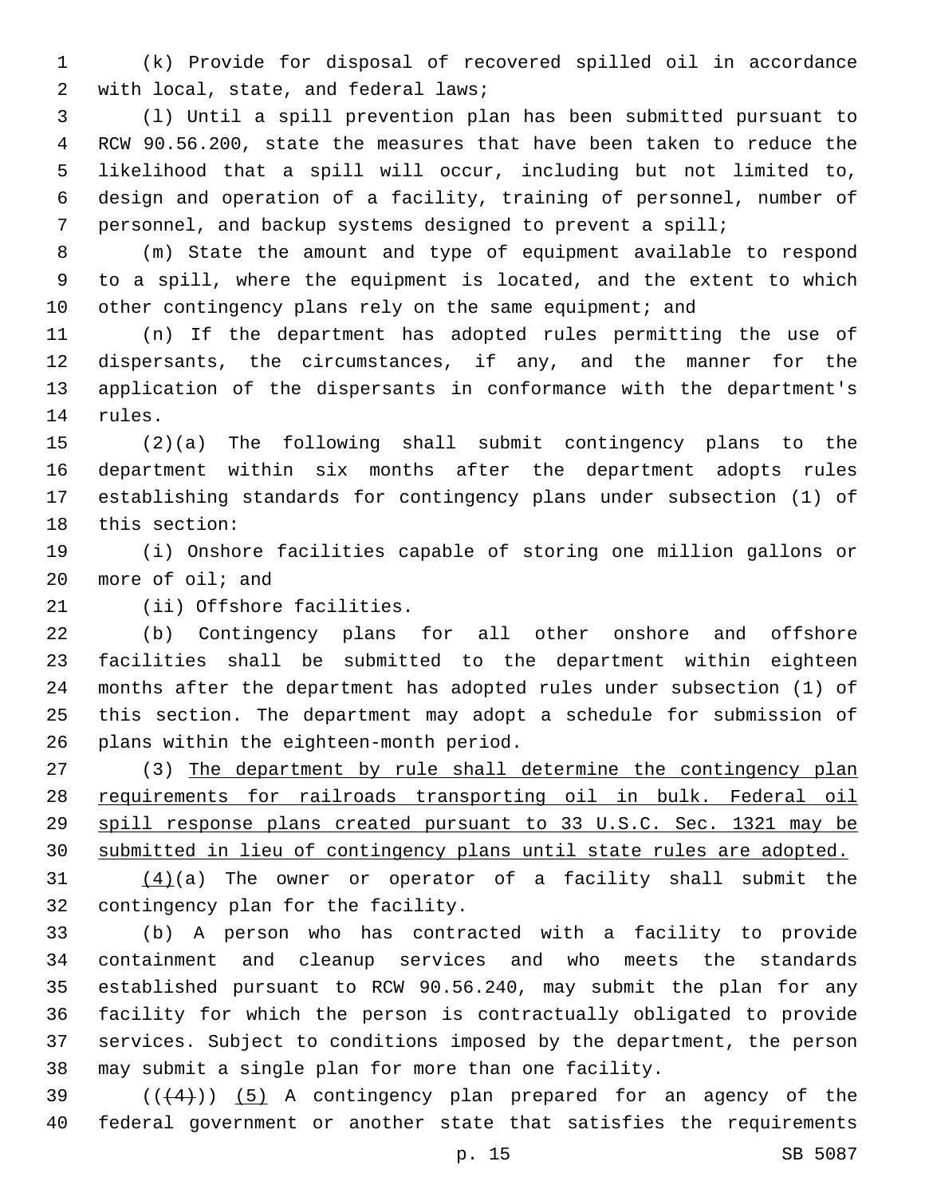(k) Provide for disposal of recovered spilled oil in accordance with local, state, and federal laws;

(l) Until a spill prevention plan has been submitted pursuant to RCW 90.56.200, state the measures that have been taken to reduce the likelihood that a spill will occur, including but not limited to, design and operation of a facility, training of personnel, number of personnel, and backup systems designed to prevent a spill;

(m) State the amount and type of equipment available to respond to a spill, where the equipment is located, and the extent to which other contingency plans rely on the same equipment; and

(n) If the department has adopted rules permitting the use of dispersants, the circumstances, if any, and the manner for the application of the dispersants in conformance with the department's rules.

(2)(a) The following shall submit contingency plans to the department within six months after the department adopts rules establishing standards for contingency plans under subsection (1) of this section:

(i) Onshore facilities capable of storing one million gallons or more of oil; and

(ii) Offshore facilities.

(b) Contingency plans for all other onshore and offshore facilities shall be submitted to the department within eighteen months after the department has adopted rules under subsection (1) of this section. The department may adopt a schedule for submission of plans within the eighteen-month period.

(3) <u>The department by rule shall determine the contingency plan requirements for railroads transporting oil in bulk. Federal oil spill response plans created pursuant to 33 U.S.C. Sec. 1321 may be submitted in lieu of contingency plans until state rules are adopted.</u>

<u>(4)</u>(a) The owner or operator of a facility shall submit the contingency plan for the facility.

(b) A person who has contracted with a facility to provide containment and cleanup services and who meets the standards established pursuant to RCW 90.56.240, may submit the plan for any facility for which the person is contractually obligated to provide services. Subject to conditions imposed by the department, the person may submit a single plan for more than one facility.

((~~(4)~~)) <u>(5)</u> A contingency plan prepared for an agency of the federal government or another state that satisfies the requirements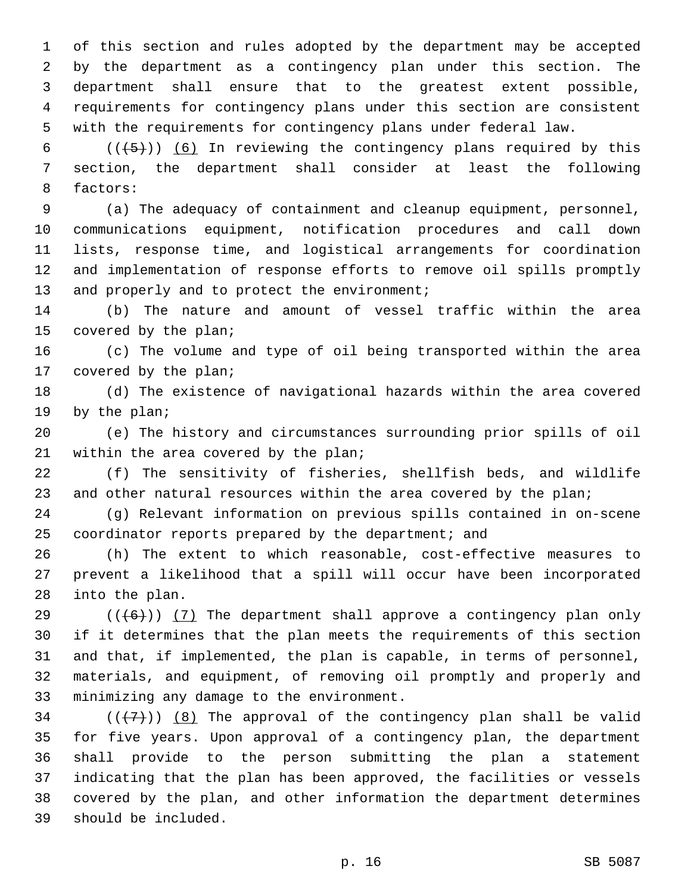of this section and rules adopted by the department may be accepted by the department as a contingency plan under this section. The department shall ensure that to the greatest extent possible, requirements for contingency plans under this section are consistent with the requirements for contingency plans under federal law.

(((5))) (6) In reviewing the contingency plans required by this section, the department shall consider at least the following factors:

(a) The adequacy of containment and cleanup equipment, personnel, communications equipment, notification procedures and call down lists, response time, and logistical arrangements for coordination and implementation of response efforts to remove oil spills promptly and properly and to protect the environment;

(b) The nature and amount of vessel traffic within the area covered by the plan;

(c) The volume and type of oil being transported within the area covered by the plan;

(d) The existence of navigational hazards within the area covered by the plan;

(e) The history and circumstances surrounding prior spills of oil within the area covered by the plan;

(f) The sensitivity of fisheries, shellfish beds, and wildlife and other natural resources within the area covered by the plan;

(g) Relevant information on previous spills contained in on-scene coordinator reports prepared by the department; and

(h) The extent to which reasonable, cost-effective measures to prevent a likelihood that a spill will occur have been incorporated into the plan.

(((6))) (7) The department shall approve a contingency plan only if it determines that the plan meets the requirements of this section and that, if implemented, the plan is capable, in terms of personnel, materials, and equipment, of removing oil promptly and properly and minimizing any damage to the environment.

(((7))) (8) The approval of the contingency plan shall be valid for five years. Upon approval of a contingency plan, the department shall provide to the person submitting the plan a statement indicating that the plan has been approved, the facilities or vessels covered by the plan, and other information the department determines should be included.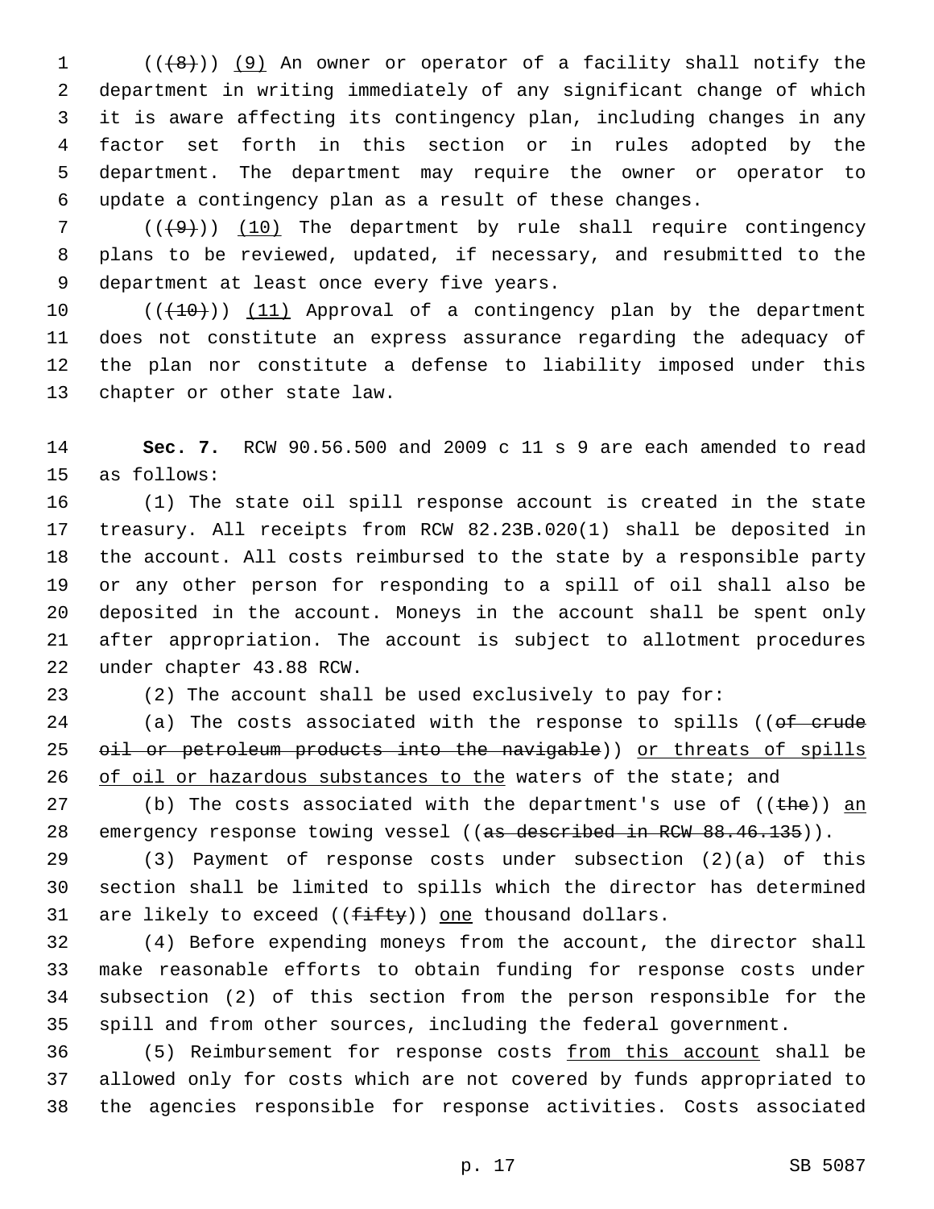(((8))) (9) An owner or operator of a facility shall notify the department in writing immediately of any significant change of which it is aware affecting its contingency plan, including changes in any factor set forth in this section or in rules adopted by the department. The department may require the owner or operator to update a contingency plan as a result of these changes.

(((9))) (10) The department by rule shall require contingency plans to be reviewed, updated, if necessary, and resubmitted to the department at least once every five years.

(((10))) (11) Approval of a contingency plan by the department does not constitute an express assurance regarding the adequacy of the plan nor constitute a defense to liability imposed under this chapter or other state law.

**Sec. 7.** RCW 90.56.500 and 2009 c 11 s 9 are each amended to read as follows:

(1) The state oil spill response account is created in the state treasury. All receipts from RCW 82.23B.020(1) shall be deposited in the account. All costs reimbursed to the state by a responsible party or any other person for responding to a spill of oil shall also be deposited in the account. Moneys in the account shall be spent only after appropriation. The account is subject to allotment procedures under chapter 43.88 RCW.

(2) The account shall be used exclusively to pay for:

(a) The costs associated with the response to spills ((of crude oil or petroleum products into the navigable)) or threats of spills of oil or hazardous substances to the waters of the state; and

(b) The costs associated with the department's use of ((the)) an emergency response towing vessel ((as described in RCW 88.46.135)).

(3) Payment of response costs under subsection (2)(a) of this section shall be limited to spills which the director has determined are likely to exceed ((fifty)) one thousand dollars.

(4) Before expending moneys from the account, the director shall make reasonable efforts to obtain funding for response costs under subsection (2) of this section from the person responsible for the spill and from other sources, including the federal government.

(5) Reimbursement for response costs from this account shall be allowed only for costs which are not covered by funds appropriated to the agencies responsible for response activities. Costs associated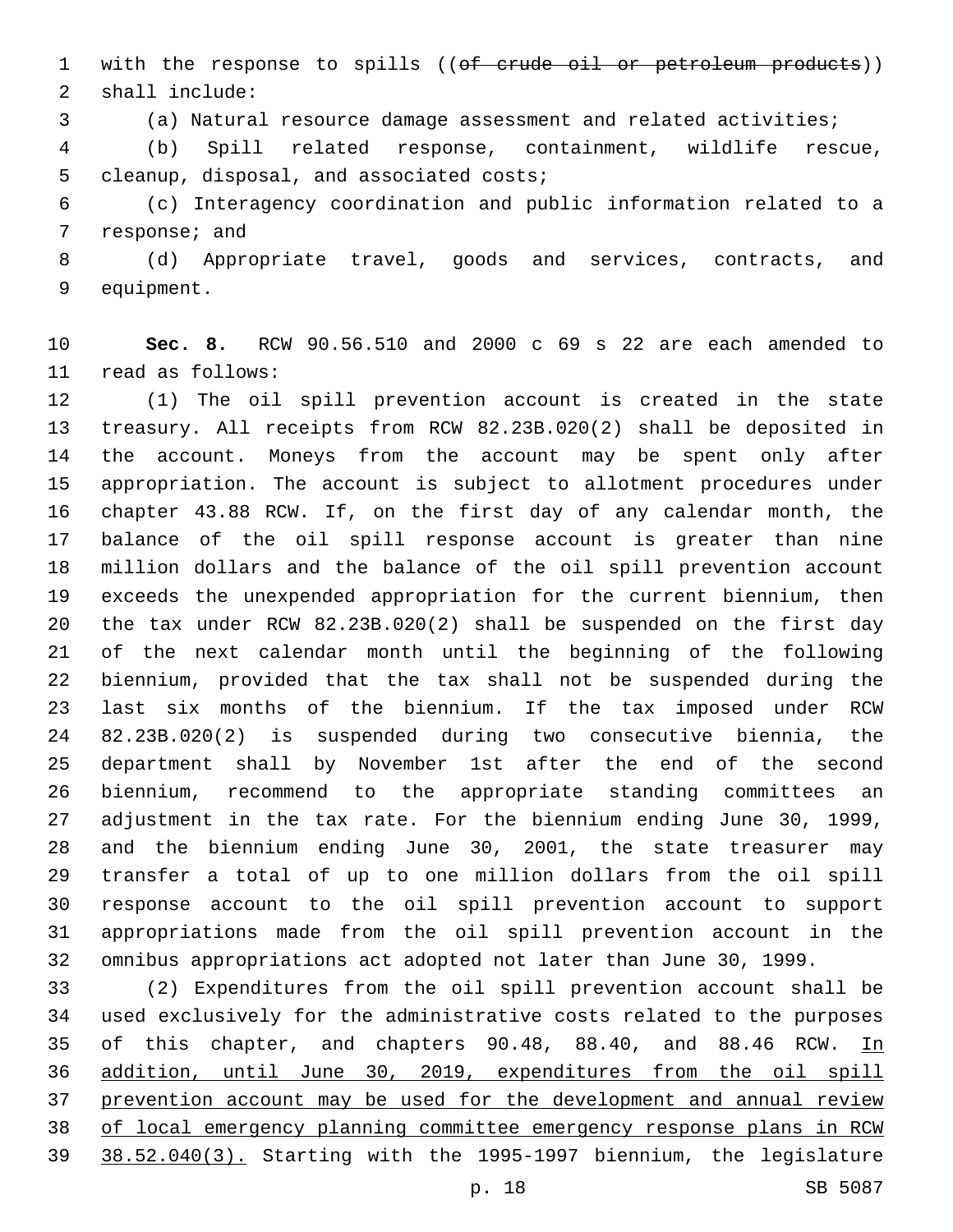with the response to spills ((~~of crude oil or petroleum products~~)) shall include:

(a) Natural resource damage assessment and related activities;

(b) Spill related response, containment, wildlife rescue, cleanup, disposal, and associated costs;

(c) Interagency coordination and public information related to a response; and

(d) Appropriate travel, goods and services, contracts, and equipment.

**Sec. 8.** RCW 90.56.510 and 2000 c 69 s 22 are each amended to read as follows:

(1) The oil spill prevention account is created in the state treasury. All receipts from RCW 82.23B.020(2) shall be deposited in the account. Moneys from the account may be spent only after appropriation. The account is subject to allotment procedures under chapter 43.88 RCW. If, on the first day of any calendar month, the balance of the oil spill response account is greater than nine million dollars and the balance of the oil spill prevention account exceeds the unexpended appropriation for the current biennium, then the tax under RCW 82.23B.020(2) shall be suspended on the first day of the next calendar month until the beginning of the following biennium, provided that the tax shall not be suspended during the last six months of the biennium. If the tax imposed under RCW 82.23B.020(2) is suspended during two consecutive biennia, the department shall by November 1st after the end of the second biennium, recommend to the appropriate standing committees an adjustment in the tax rate. For the biennium ending June 30, 1999, and the biennium ending June 30, 2001, the state treasurer may transfer a total of up to one million dollars from the oil spill response account to the oil spill prevention account to support appropriations made from the oil spill prevention account in the omnibus appropriations act adopted not later than June 30, 1999.

(2) Expenditures from the oil spill prevention account shall be used exclusively for the administrative costs related to the purposes of this chapter, and chapters 90.48, 88.40, and 88.46 RCW. <u>In addition, until June 30, 2019, expenditures from the oil spill prevention account may be used for the development and annual review of local emergency planning committee emergency response plans in RCW 38.52.040(3).</u> Starting with the 1995-1997 biennium, the legislature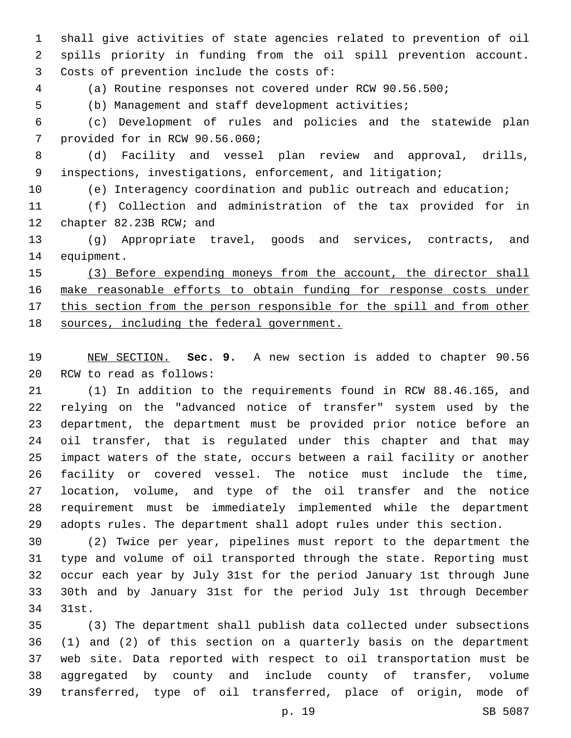shall give activities of state agencies related to prevention of oil spills priority in funding from the oil spill prevention account. Costs of prevention include the costs of:

(a) Routine responses not covered under RCW 90.56.500;

(b) Management and staff development activities;

(c) Development of rules and policies and the statewide plan provided for in RCW 90.56.060;

(d) Facility and vessel plan review and approval, drills, inspections, investigations, enforcement, and litigation;

(e) Interagency coordination and public outreach and education;

(f) Collection and administration of the tax provided for in chapter 82.23B RCW; and

(g) Appropriate travel, goods and services, contracts, and equipment.

<u>(3) Before expending moneys from the account, the director shall make reasonable efforts to obtain funding for response costs under this section from the person responsible for the spill and from other sources, including the federal government.</u>

<u>NEW SECTION.</u> **Sec. 9.** A new section is added to chapter 90.56 RCW to read as follows:

(1) In addition to the requirements found in RCW 88.46.165, and relying on the "advanced notice of transfer" system used by the department, the department must be provided prior notice before an oil transfer, that is regulated under this chapter and that may impact waters of the state, occurs between a rail facility or another facility or covered vessel. The notice must include the time, location, volume, and type of the oil transfer and the notice requirement must be immediately implemented while the department adopts rules. The department shall adopt rules under this section.

(2) Twice per year, pipelines must report to the department the type and volume of oil transported through the state. Reporting must occur each year by July 31st for the period January 1st through June 30th and by January 31st for the period July 1st through December 31st.

(3) The department shall publish data collected under subsections (1) and (2) of this section on a quarterly basis on the department web site. Data reported with respect to oil transportation must be aggregated by county and include county of transfer, volume transferred, type of oil transferred, place of origin, mode of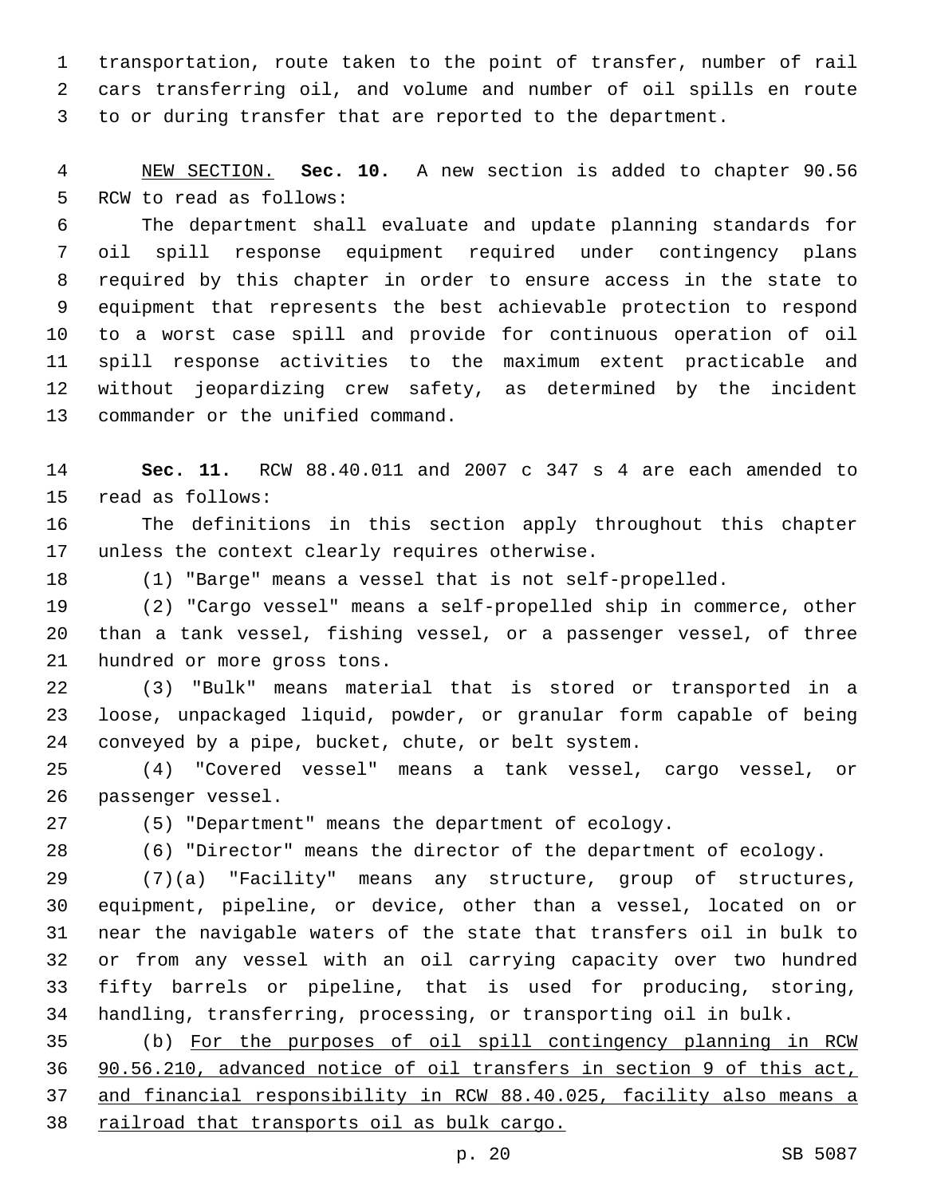transportation, route taken to the point of transfer, number of rail cars transferring oil, and volume and number of oil spills en route to or during transfer that are reported to the department.

NEW SECTION. **Sec. 10.** A new section is added to chapter 90.56 RCW to read as follows:

The department shall evaluate and update planning standards for oil spill response equipment required under contingency plans required by this chapter in order to ensure access in the state to equipment that represents the best achievable protection to respond to a worst case spill and provide for continuous operation of oil spill response activities to the maximum extent practicable and without jeopardizing crew safety, as determined by the incident commander or the unified command.

**Sec. 11.** RCW 88.40.011 and 2007 c 347 s 4 are each amended to read as follows:

The definitions in this section apply throughout this chapter unless the context clearly requires otherwise.

(1) "Barge" means a vessel that is not self-propelled.

(2) "Cargo vessel" means a self-propelled ship in commerce, other than a tank vessel, fishing vessel, or a passenger vessel, of three hundred or more gross tons.

(3) "Bulk" means material that is stored or transported in a loose, unpackaged liquid, powder, or granular form capable of being conveyed by a pipe, bucket, chute, or belt system.

(4) "Covered vessel" means a tank vessel, cargo vessel, or passenger vessel.

(5) "Department" means the department of ecology.

(6) "Director" means the director of the department of ecology.

(7)(a) "Facility" means any structure, group of structures, equipment, pipeline, or device, other than a vessel, located on or near the navigable waters of the state that transfers oil in bulk to or from any vessel with an oil carrying capacity over two hundred fifty barrels or pipeline, that is used for producing, storing, handling, transferring, processing, or transporting oil in bulk.

(b) <u>For the purposes of oil spill contingency planning in RCW 90.56.210, advanced notice of oil transfers in section 9 of this act, and financial responsibility in RCW 88.40.025, facility also means a railroad that transports oil as bulk cargo.</u>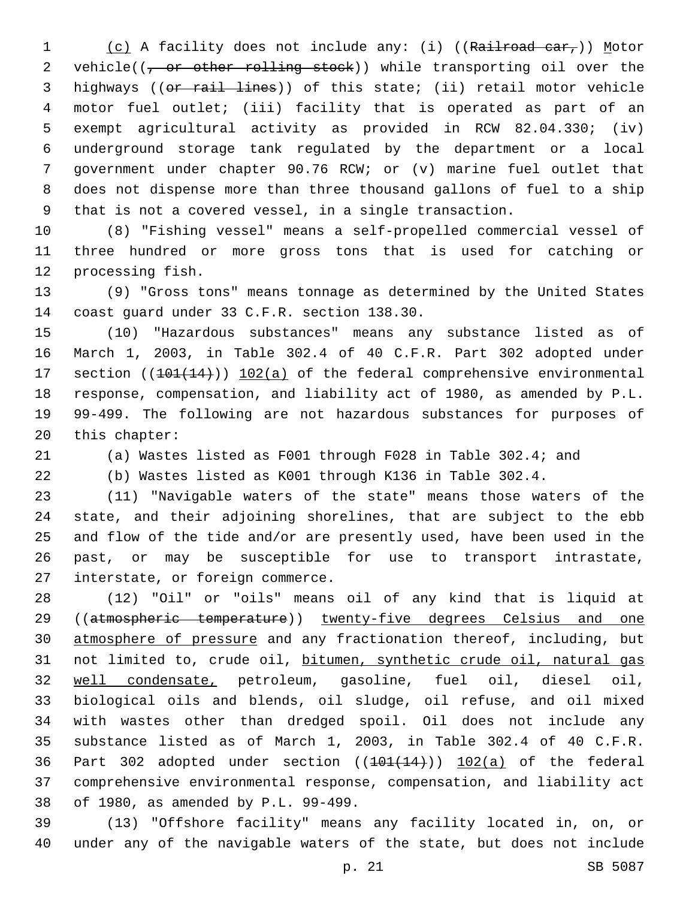(c) A facility does not include any: (i) ((~~Railroad car,~~)) Motor vehicle((~~, or other rolling stock~~)) while transporting oil over the highways ((~~or rail lines~~)) of this state; (ii) retail motor vehicle motor fuel outlet; (iii) facility that is operated as part of an exempt agricultural activity as provided in RCW 82.04.330; (iv) underground storage tank regulated by the department or a local government under chapter 90.76 RCW; or (v) marine fuel outlet that does not dispense more than three thousand gallons of fuel to a ship that is not a covered vessel, in a single transaction.

(8) "Fishing vessel" means a self-propelled commercial vessel of three hundred or more gross tons that is used for catching or processing fish.

(9) "Gross tons" means tonnage as determined by the United States coast guard under 33 C.F.R. section 138.30.

(10) "Hazardous substances" means any substance listed as of March 1, 2003, in Table 302.4 of 40 C.F.R. Part 302 adopted under section ((~~101(14)~~)) 102(a) of the federal comprehensive environmental response, compensation, and liability act of 1980, as amended by P.L. 99-499. The following are not hazardous substances for purposes of this chapter:

(a) Wastes listed as F001 through F028 in Table 302.4; and

(b) Wastes listed as K001 through K136 in Table 302.4.

(11) "Navigable waters of the state" means those waters of the state, and their adjoining shorelines, that are subject to the ebb and flow of the tide and/or are presently used, have been used in the past, or may be susceptible for use to transport intrastate, interstate, or foreign commerce.

(12) "Oil" or "oils" means oil of any kind that is liquid at ((~~atmospheric temperature~~)) twenty-five degrees Celsius and one atmosphere of pressure and any fractionation thereof, including, but not limited to, crude oil, bitumen, synthetic crude oil, natural gas well condensate, petroleum, gasoline, fuel oil, diesel oil, biological oils and blends, oil sludge, oil refuse, and oil mixed with wastes other than dredged spoil. Oil does not include any substance listed as of March 1, 2003, in Table 302.4 of 40 C.F.R. Part 302 adopted under section ((~~101(14)~~)) 102(a) of the federal comprehensive environmental response, compensation, and liability act of 1980, as amended by P.L. 99-499.

(13) "Offshore facility" means any facility located in, on, or under any of the navigable waters of the state, but does not include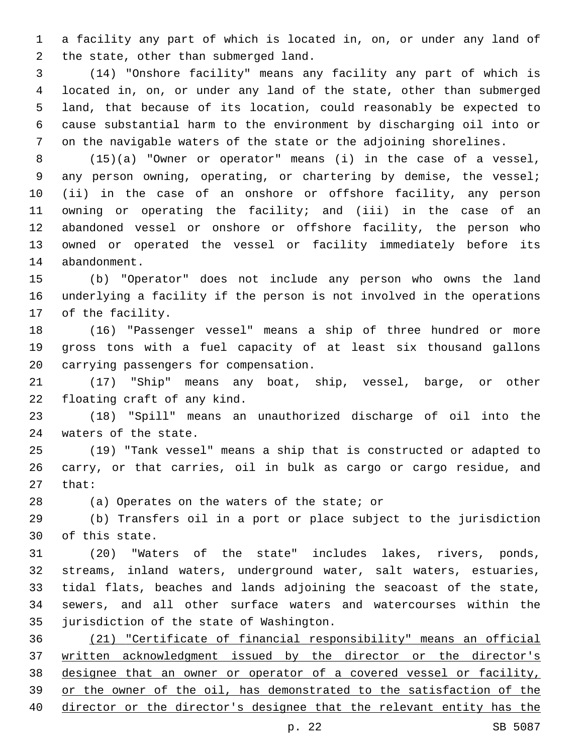a facility any part of which is located in, on, or under any land of the state, other than submerged land.

(14) "Onshore facility" means any facility any part of which is located in, on, or under any land of the state, other than submerged land, that because of its location, could reasonably be expected to cause substantial harm to the environment by discharging oil into or on the navigable waters of the state or the adjoining shorelines.

(15)(a) "Owner or operator" means (i) in the case of a vessel, any person owning, operating, or chartering by demise, the vessel; (ii) in the case of an onshore or offshore facility, any person owning or operating the facility; and (iii) in the case of an abandoned vessel or onshore or offshore facility, the person who owned or operated the vessel or facility immediately before its abandonment.

(b) "Operator" does not include any person who owns the land underlying a facility if the person is not involved in the operations of the facility.

(16) "Passenger vessel" means a ship of three hundred or more gross tons with a fuel capacity of at least six thousand gallons carrying passengers for compensation.

(17) "Ship" means any boat, ship, vessel, barge, or other floating craft of any kind.

(18) "Spill" means an unauthorized discharge of oil into the waters of the state.

(19) "Tank vessel" means a ship that is constructed or adapted to carry, or that carries, oil in bulk as cargo or cargo residue, and that:

(a) Operates on the waters of the state; or

(b) Transfers oil in a port or place subject to the jurisdiction of this state.

(20) "Waters of the state" includes lakes, rivers, ponds, streams, inland waters, underground water, salt waters, estuaries, tidal flats, beaches and lands adjoining the seacoast of the state, sewers, and all other surface waters and watercourses within the jurisdiction of the state of Washington.

<u>(21) "Certificate of financial responsibility" means an official written acknowledgment issued by the director or the director's designee that an owner or operator of a covered vessel or facility, or the owner of the oil, has demonstrated to the satisfaction of the director or the director's designee that the relevant entity has the</u>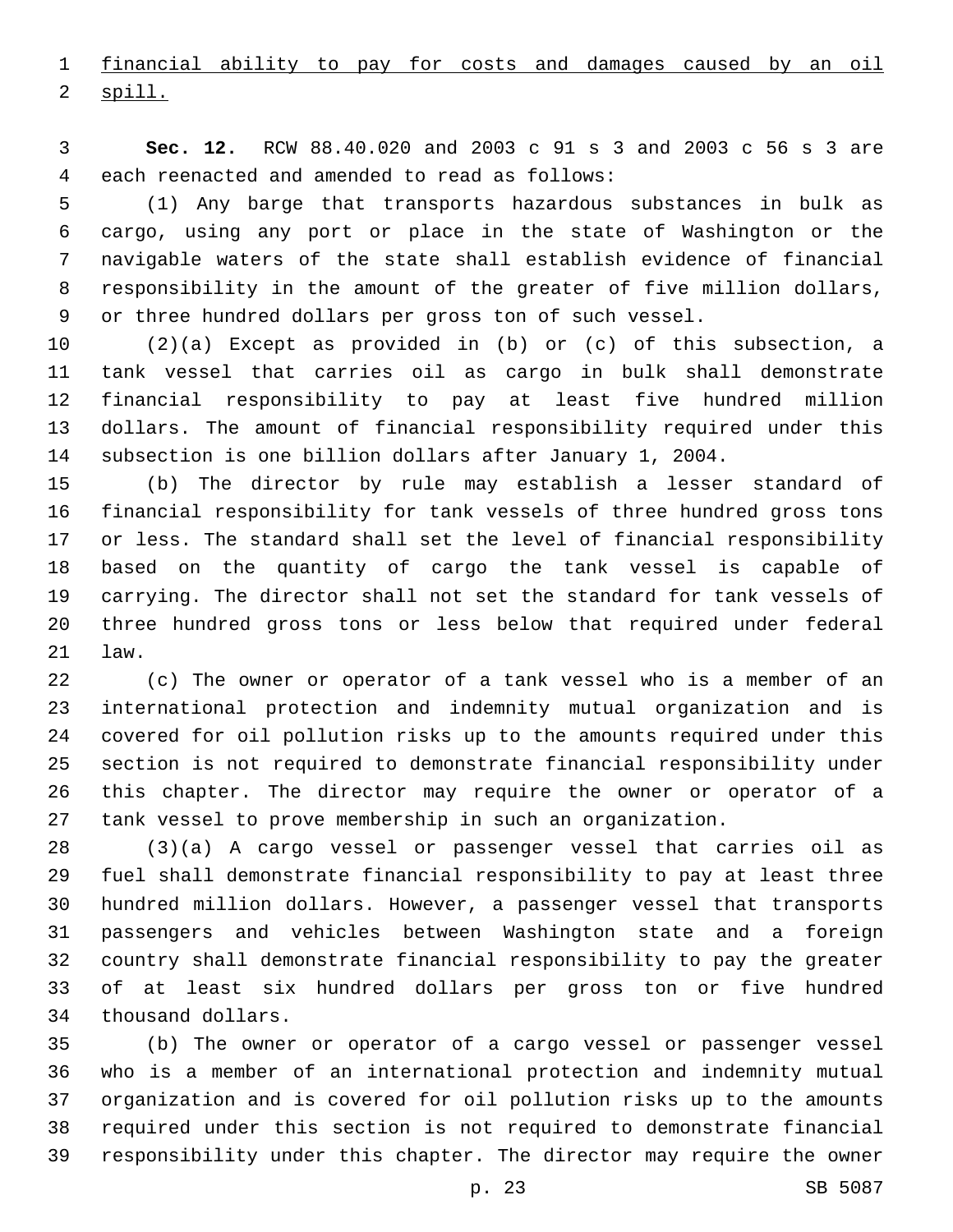financial ability to pay for costs and damages caused by an oil spill.

**Sec. 12.** RCW 88.40.020 and 2003 c 91 s 3 and 2003 c 56 s 3 are each reenacted and amended to read as follows:

(1) Any barge that transports hazardous substances in bulk as cargo, using any port or place in the state of Washington or the navigable waters of the state shall establish evidence of financial responsibility in the amount of the greater of five million dollars, or three hundred dollars per gross ton of such vessel.

(2)(a) Except as provided in (b) or (c) of this subsection, a tank vessel that carries oil as cargo in bulk shall demonstrate financial responsibility to pay at least five hundred million dollars. The amount of financial responsibility required under this subsection is one billion dollars after January 1, 2004.

(b) The director by rule may establish a lesser standard of financial responsibility for tank vessels of three hundred gross tons or less. The standard shall set the level of financial responsibility based on the quantity of cargo the tank vessel is capable of carrying. The director shall not set the standard for tank vessels of three hundred gross tons or less below that required under federal law.

(c) The owner or operator of a tank vessel who is a member of an international protection and indemnity mutual organization and is covered for oil pollution risks up to the amounts required under this section is not required to demonstrate financial responsibility under this chapter. The director may require the owner or operator of a tank vessel to prove membership in such an organization.

(3)(a) A cargo vessel or passenger vessel that carries oil as fuel shall demonstrate financial responsibility to pay at least three hundred million dollars. However, a passenger vessel that transports passengers and vehicles between Washington state and a foreign country shall demonstrate financial responsibility to pay the greater of at least six hundred dollars per gross ton or five hundred thousand dollars.

(b) The owner or operator of a cargo vessel or passenger vessel who is a member of an international protection and indemnity mutual organization and is covered for oil pollution risks up to the amounts required under this section is not required to demonstrate financial responsibility under this chapter. The director may require the owner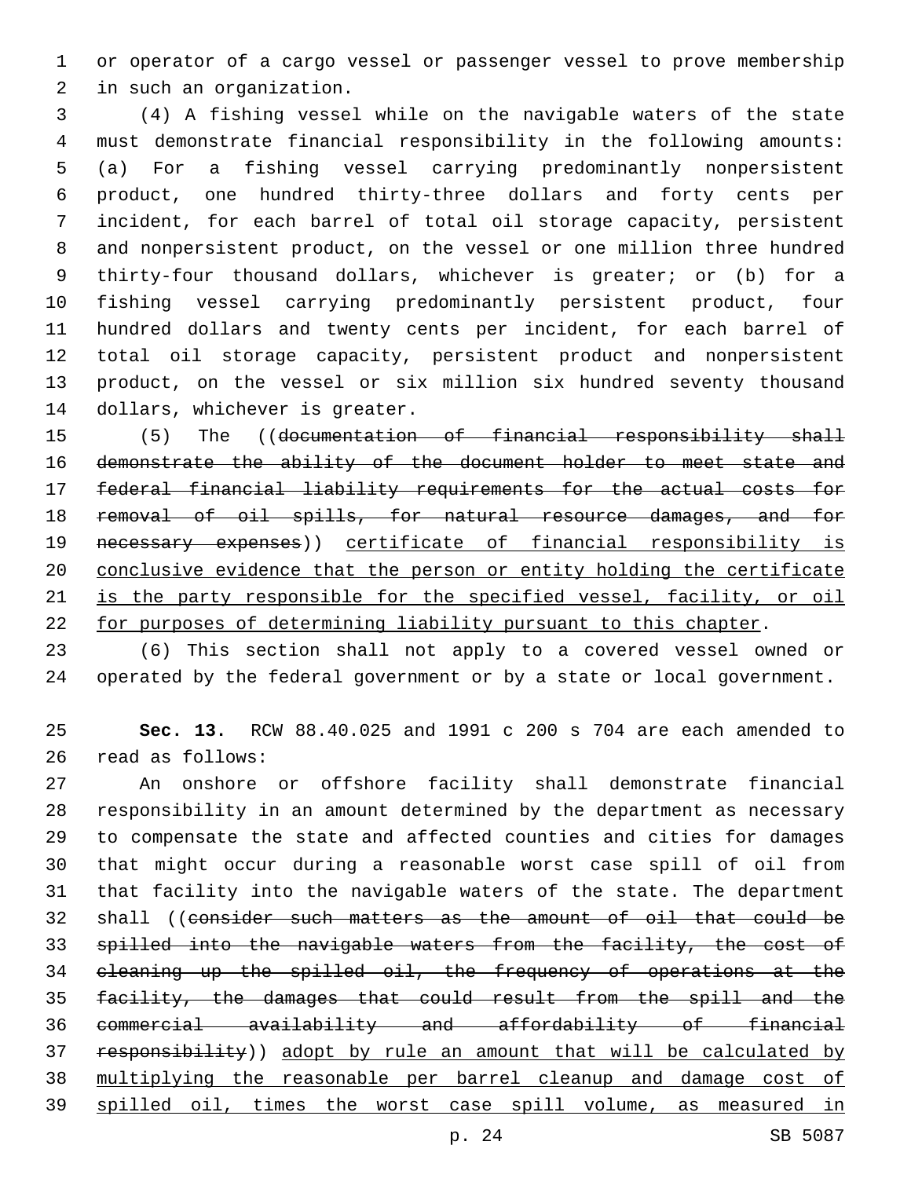or operator of a cargo vessel or passenger vessel to prove membership in such an organization.

(4) A fishing vessel while on the navigable waters of the state must demonstrate financial responsibility in the following amounts: (a) For a fishing vessel carrying predominantly nonpersistent product, one hundred thirty-three dollars and forty cents per incident, for each barrel of total oil storage capacity, persistent and nonpersistent product, on the vessel or one million three hundred thirty-four thousand dollars, whichever is greater; or (b) for a fishing vessel carrying predominantly persistent product, four hundred dollars and twenty cents per incident, for each barrel of total oil storage capacity, persistent product and nonpersistent product, on the vessel or six million six hundred seventy thousand dollars, whichever is greater.

(5) The ((~~documentation of financial responsibility shall demonstrate the ability of the document holder to meet state and federal financial liability requirements for the actual costs for removal of oil spills, for natural resource damages, and for necessary expenses~~)) <u>certificate of financial responsibility is conclusive evidence that the person or entity holding the certificate is the party responsible for the specified vessel, facility, or oil for purposes of determining liability pursuant to this chapter</u>.

(6) This section shall not apply to a covered vessel owned or operated by the federal government or by a state or local government.

**Sec. 13.** RCW 88.40.025 and 1991 c 200 s 704 are each amended to read as follows:

An onshore or offshore facility shall demonstrate financial responsibility in an amount determined by the department as necessary to compensate the state and affected counties and cities for damages that might occur during a reasonable worst case spill of oil from that facility into the navigable waters of the state. The department shall ((~~consider such matters as the amount of oil that could be spilled into the navigable waters from the facility, the cost of cleaning up the spilled oil, the frequency of operations at the facility, the damages that could result from the spill and the commercial availability and affordability of financial responsibility~~)) <u>adopt by rule an amount that will be calculated by multiplying the reasonable per barrel cleanup and damage cost of spilled oil, times the worst case spill volume, as measured in</u>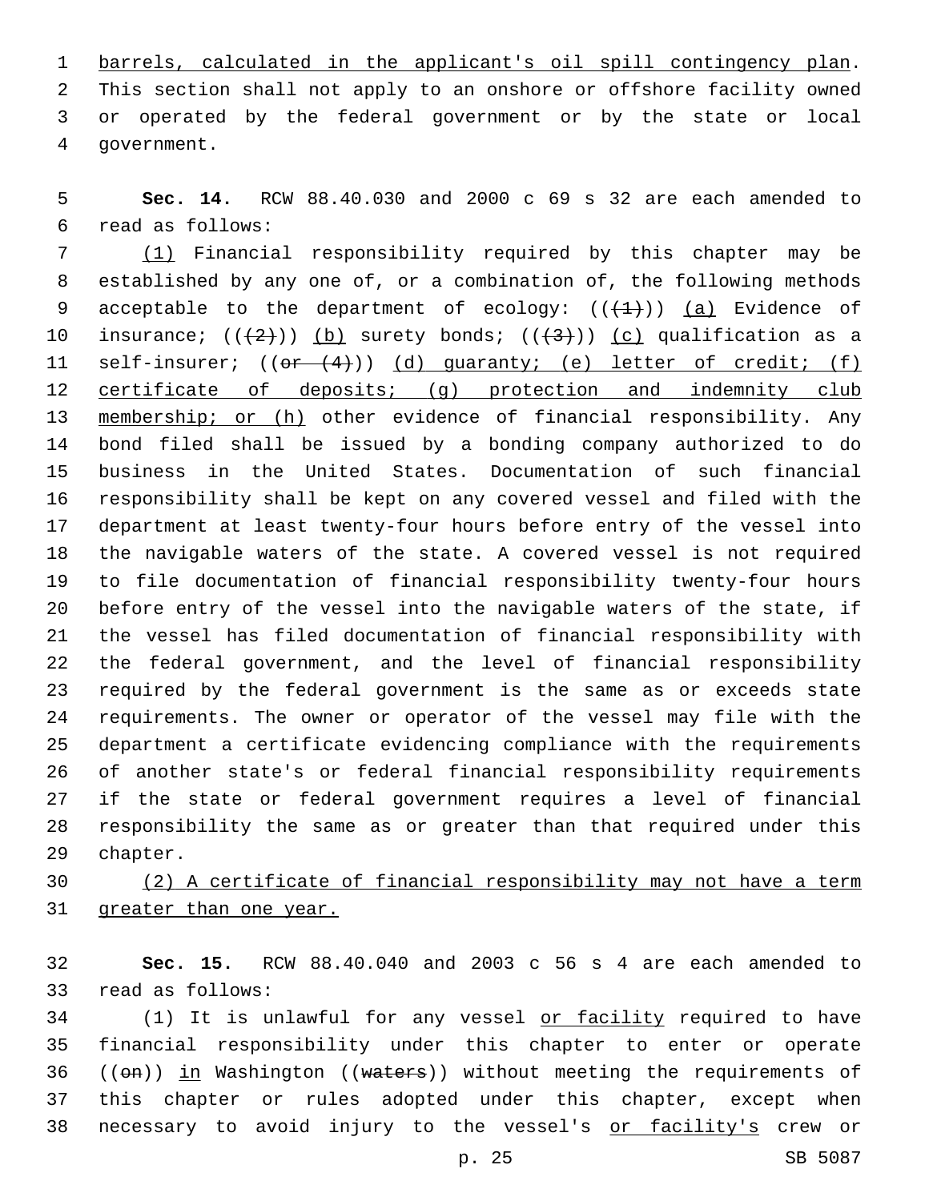barrels, calculated in the applicant's oil spill contingency plan. This section shall not apply to an onshore or offshore facility owned or operated by the federal government or by the state or local government.

**Sec. 14.** RCW 88.40.030 and 2000 c 69 s 32 are each amended to read as follows:

(1) Financial responsibility required by this chapter may be established by any one of, or a combination of, the following methods acceptable to the department of ecology: (((1))) (a) Evidence of insurance; (((2))) (b) surety bonds; (((3))) (c) qualification as a self-insurer; ((or (4))) (d) guaranty; (e) letter of credit; (f) certificate of deposits; (g) protection and indemnity club membership; or (h) other evidence of financial responsibility. Any bond filed shall be issued by a bonding company authorized to do business in the United States. Documentation of such financial responsibility shall be kept on any covered vessel and filed with the department at least twenty-four hours before entry of the vessel into the navigable waters of the state. A covered vessel is not required to file documentation of financial responsibility twenty-four hours before entry of the vessel into the navigable waters of the state, if the vessel has filed documentation of financial responsibility with the federal government, and the level of financial responsibility required by the federal government is the same as or exceeds state requirements. The owner or operator of the vessel may file with the department a certificate evidencing compliance with the requirements of another state's or federal financial responsibility requirements if the state or federal government requires a level of financial responsibility the same as or greater than that required under this chapter.

(2) A certificate of financial responsibility may not have a term greater than one year.

**Sec. 15.** RCW 88.40.040 and 2003 c 56 s 4 are each amended to read as follows:

(1) It is unlawful for any vessel or facility required to have financial responsibility under this chapter to enter or operate ((on)) in Washington ((waters)) without meeting the requirements of this chapter or rules adopted under this chapter, except when necessary to avoid injury to the vessel's or facility's crew or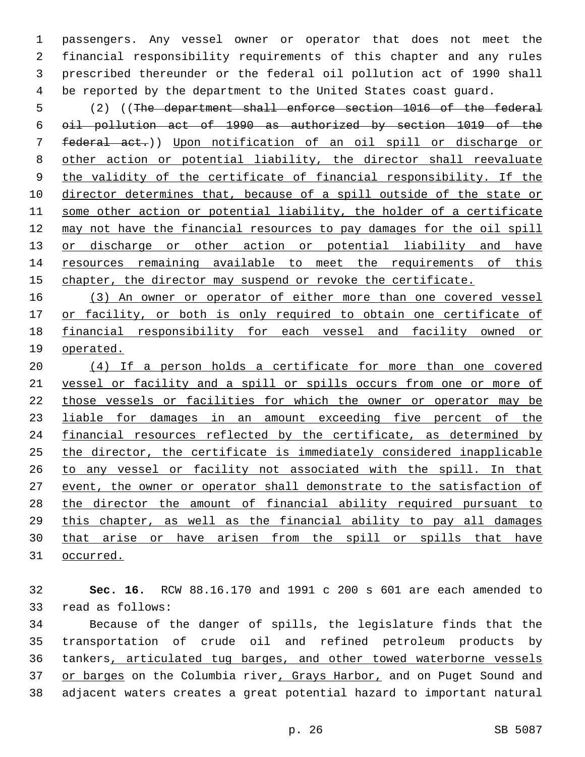passengers. Any vessel owner or operator that does not meet the financial responsibility requirements of this chapter and any rules prescribed thereunder or the federal oil pollution act of 1990 shall be reported by the department to the United States coast guard.

(2) ((~~The department shall enforce section 1016 of the federal oil pollution act of 1990 as authorized by section 1019 of the federal act.~~)) <u>Upon notification of an oil spill or discharge or other action or potential liability, the director shall reevaluate the validity of the certificate of financial responsibility. If the director determines that, because of a spill outside of the state or some other action or potential liability, the holder of a certificate may not have the financial resources to pay damages for the oil spill or discharge or other action or potential liability and have resources remaining available to meet the requirements of this chapter, the director may suspend or revoke the certificate.</u>

<u>(3) An owner or operator of either more than one covered vessel or facility, or both is only required to obtain one certificate of financial responsibility for each vessel and facility owned or operated.</u>

<u>(4) If a person holds a certificate for more than one covered vessel or facility and a spill or spills occurs from one or more of those vessels or facilities for which the owner or operator may be liable for damages in an amount exceeding five percent of the financial resources reflected by the certificate, as determined by the director, the certificate is immediately considered inapplicable to any vessel or facility not associated with the spill. In that event, the owner or operator shall demonstrate to the satisfaction of the director the amount of financial ability required pursuant to this chapter, as well as the financial ability to pay all damages that arise or have arisen from the spill or spills that have occurred.</u>

**Sec. 16.** RCW 88.16.170 and 1991 c 200 s 601 are each amended to read as follows:

Because of the danger of spills, the legislature finds that the transportation of crude oil and refined petroleum products by tankers<u>, articulated tug barges, and other towed waterborne vessels or barges</u> on the Columbia river<u>, Grays Harbor,</u> and on Puget Sound and adjacent waters creates a great potential hazard to important natural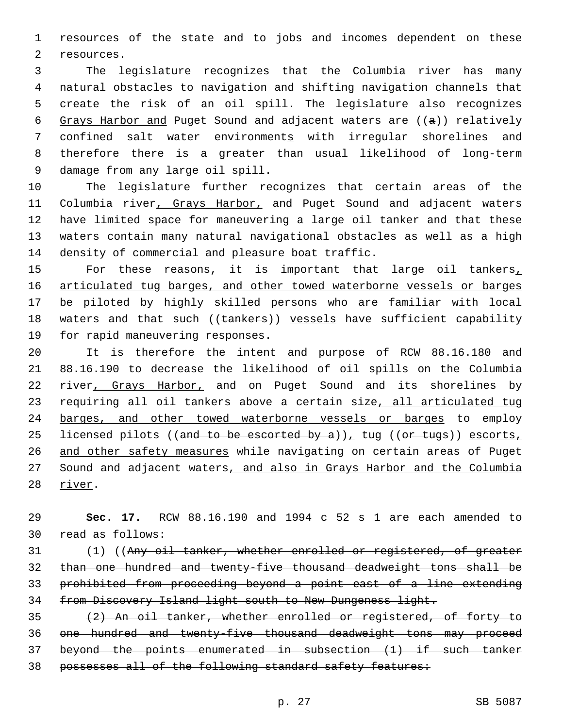resources of the state and to jobs and incomes dependent on these resources.

The legislature recognizes that the Columbia river has many natural obstacles to navigation and shifting navigation channels that create the risk of an oil spill. The legislature also recognizes Grays Harbor and Puget Sound and adjacent waters are ((a)) relatively confined salt water environments with irregular shorelines and therefore there is a greater than usual likelihood of long-term damage from any large oil spill.

The legislature further recognizes that certain areas of the Columbia river, Grays Harbor, and Puget Sound and adjacent waters have limited space for maneuvering a large oil tanker and that these waters contain many natural navigational obstacles as well as a high density of commercial and pleasure boat traffic.

For these reasons, it is important that large oil tankers, articulated tug barges, and other towed waterborne vessels or barges be piloted by highly skilled persons who are familiar with local waters and that such ((tankers)) vessels have sufficient capability for rapid maneuvering responses.

It is therefore the intent and purpose of RCW 88.16.180 and 88.16.190 to decrease the likelihood of oil spills on the Columbia river, Grays Harbor, and on Puget Sound and its shorelines by requiring all oil tankers above a certain size, all articulated tug barges, and other towed waterborne vessels or barges to employ licensed pilots ((and to be escorted by a)), tug ((or tugs)) escorts, and other safety measures while navigating on certain areas of Puget Sound and adjacent waters, and also in Grays Harbor and the Columbia river.

**Sec. 17.** RCW 88.16.190 and 1994 c 52 s 1 are each amended to read as follows:

(1) ((~~Any oil tanker, whether enrolled or registered, of greater than one hundred and twenty-five thousand deadweight tons shall be prohibited from proceeding beyond a point east of a line extending from Discovery Island light south to New Dungeness light.~~

~~(2) An oil tanker, whether enrolled or registered, of forty to one hundred and twenty-five thousand deadweight tons may proceed beyond the points enumerated in subsection (1) if such tanker possesses all of the following standard safety features:~~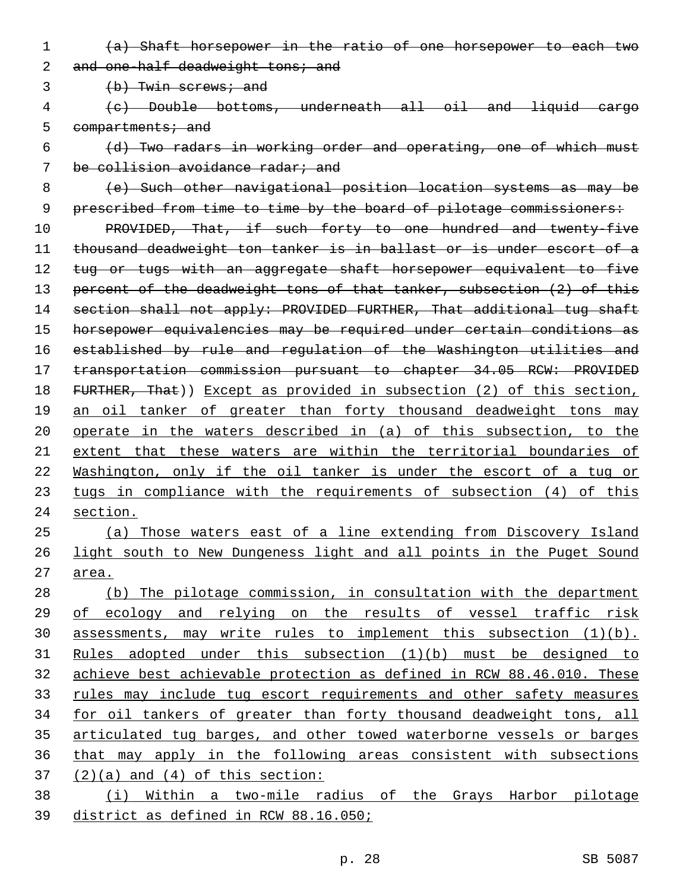~~(a) Shaft horsepower in the ratio of one horsepower to each two and one-half deadweight tons; and~~

~~(b) Twin screws; and~~

~~(c) Double bottoms, underneath all oil and liquid cargo compartments; and~~

~~(d) Two radars in working order and operating, one of which must be collision avoidance radar; and~~

~~(e) Such other navigational position location systems as may be prescribed from time to time by the board of pilotage commissioners:~~

~~PROVIDED, That, if such forty to one hundred and twenty-five thousand deadweight ton tanker is in ballast or is under escort of a tug or tugs with an aggregate shaft horsepower equivalent to five percent of the deadweight tons of that tanker, subsection (2) of this section shall not apply: PROVIDED FURTHER, That additional tug shaft horsepower equivalencies may be required under certain conditions as established by rule and regulation of the Washington utilities and transportation commission pursuant to chapter 34.05 RCW: PROVIDED FURTHER, That~~)) <u>Except as provided in subsection (2) of this section, an oil tanker of greater than forty thousand deadweight tons may operate in the waters described in (a) of this subsection, to the extent that these waters are within the territorial boundaries of Washington, only if the oil tanker is under the escort of a tug or tugs in compliance with the requirements of subsection (4) of this section.</u>

<u>(a) Those waters east of a line extending from Discovery Island light south to New Dungeness light and all points in the Puget Sound area.</u>

<u>(b) The pilotage commission, in consultation with the department of ecology and relying on the results of vessel traffic risk assessments, may write rules to implement this subsection (1)(b). Rules adopted under this subsection (1)(b) must be designed to achieve best achievable protection as defined in RCW 88.46.010. These rules may include tug escort requirements and other safety measures for oil tankers of greater than forty thousand deadweight tons, all articulated tug barges, and other towed waterborne vessels or barges that may apply in the following areas consistent with subsections (2)(a) and (4) of this section:</u>

<u>(i) Within a two-mile radius of the Grays Harbor pilotage district as defined in RCW 88.16.050;</u>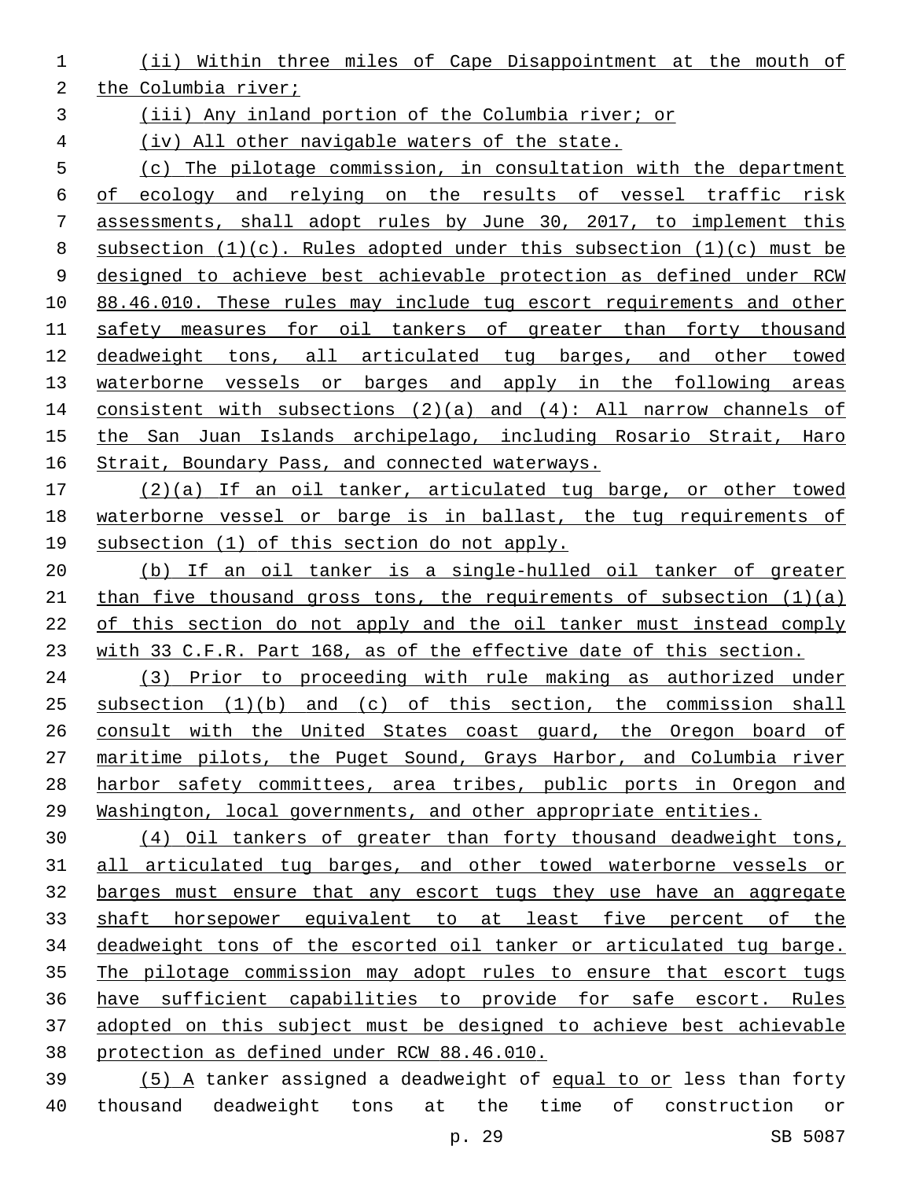(ii) Within three miles of Cape Disappointment at the mouth of the Columbia river;

(iii) Any inland portion of the Columbia river; or

(iv) All other navigable waters of the state.

(c) The pilotage commission, in consultation with the department of ecology and relying on the results of vessel traffic risk assessments, shall adopt rules by June 30, 2017, to implement this subsection (1)(c). Rules adopted under this subsection (1)(c) must be designed to achieve best achievable protection as defined under RCW 88.46.010. These rules may include tug escort requirements and other safety measures for oil tankers of greater than forty thousand deadweight tons, all articulated tug barges, and other towed waterborne vessels or barges and apply in the following areas consistent with subsections (2)(a) and (4): All narrow channels of the San Juan Islands archipelago, including Rosario Strait, Haro Strait, Boundary Pass, and connected waterways.

(2)(a) If an oil tanker, articulated tug barge, or other towed waterborne vessel or barge is in ballast, the tug requirements of subsection (1) of this section do not apply.

(b) If an oil tanker is a single-hulled oil tanker of greater than five thousand gross tons, the requirements of subsection (1)(a) of this section do not apply and the oil tanker must instead comply with 33 C.F.R. Part 168, as of the effective date of this section.

(3) Prior to proceeding with rule making as authorized under subsection (1)(b) and (c) of this section, the commission shall consult with the United States coast guard, the Oregon board of maritime pilots, the Puget Sound, Grays Harbor, and Columbia river harbor safety committees, area tribes, public ports in Oregon and Washington, local governments, and other appropriate entities.

(4) Oil tankers of greater than forty thousand deadweight tons, all articulated tug barges, and other towed waterborne vessels or barges must ensure that any escort tugs they use have an aggregate shaft horsepower equivalent to at least five percent of the deadweight tons of the escorted oil tanker or articulated tug barge. The pilotage commission may adopt rules to ensure that escort tugs have sufficient capabilities to provide for safe escort. Rules adopted on this subject must be designed to achieve best achievable protection as defined under RCW 88.46.010.

(5) A tanker assigned a deadweight of equal to or less than forty thousand deadweight tons at the time of construction or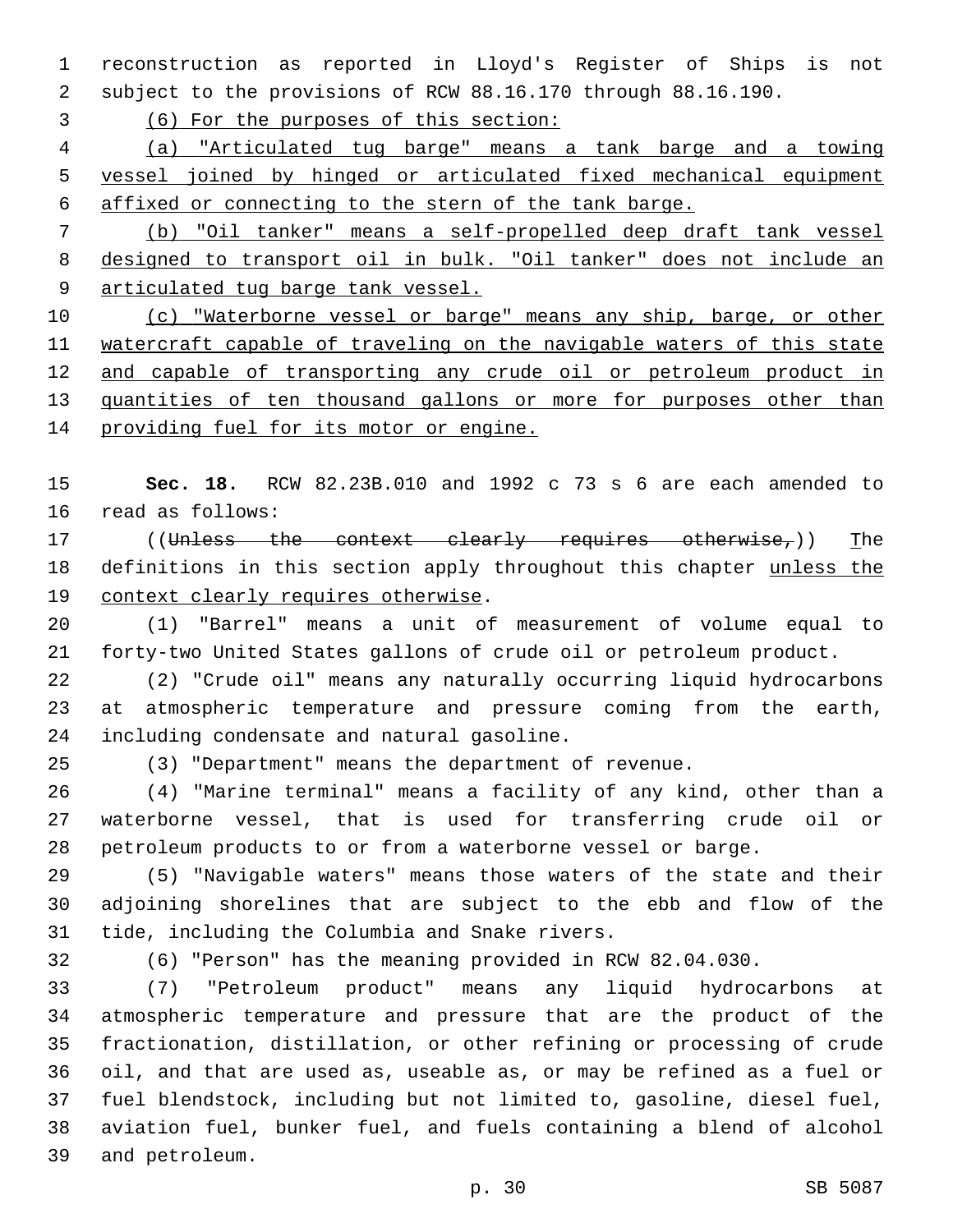reconstruction as reported in Lloyd's Register of Ships is not subject to the provisions of RCW 88.16.170 through 88.16.190.

(6) For the purposes of this section:

(a) "Articulated tug barge" means a tank barge and a towing vessel joined by hinged or articulated fixed mechanical equipment affixed or connecting to the stern of the tank barge.

(b) "Oil tanker" means a self-propelled deep draft tank vessel designed to transport oil in bulk. "Oil tanker" does not include an articulated tug barge tank vessel.

(c) "Waterborne vessel or barge" means any ship, barge, or other watercraft capable of traveling on the navigable waters of this state and capable of transporting any crude oil or petroleum product in quantities of ten thousand gallons or more for purposes other than providing fuel for its motor or engine.

**Sec. 18.** RCW 82.23B.010 and 1992 c 73 s 6 are each amended to read as follows:

((~~Unless the context clearly requires otherwise,~~)) The definitions in this section apply throughout this chapter unless the context clearly requires otherwise.

(1) "Barrel" means a unit of measurement of volume equal to forty-two United States gallons of crude oil or petroleum product.

(2) "Crude oil" means any naturally occurring liquid hydrocarbons at atmospheric temperature and pressure coming from the earth, including condensate and natural gasoline.

(3) "Department" means the department of revenue.

(4) "Marine terminal" means a facility of any kind, other than a waterborne vessel, that is used for transferring crude oil or petroleum products to or from a waterborne vessel or barge.

(5) "Navigable waters" means those waters of the state and their adjoining shorelines that are subject to the ebb and flow of the tide, including the Columbia and Snake rivers.

(6) "Person" has the meaning provided in RCW 82.04.030.

(7) "Petroleum product" means any liquid hydrocarbons at atmospheric temperature and pressure that are the product of the fractionation, distillation, or other refining or processing of crude oil, and that are used as, useable as, or may be refined as a fuel or fuel blendstock, including but not limited to, gasoline, diesel fuel, aviation fuel, bunker fuel, and fuels containing a blend of alcohol and petroleum.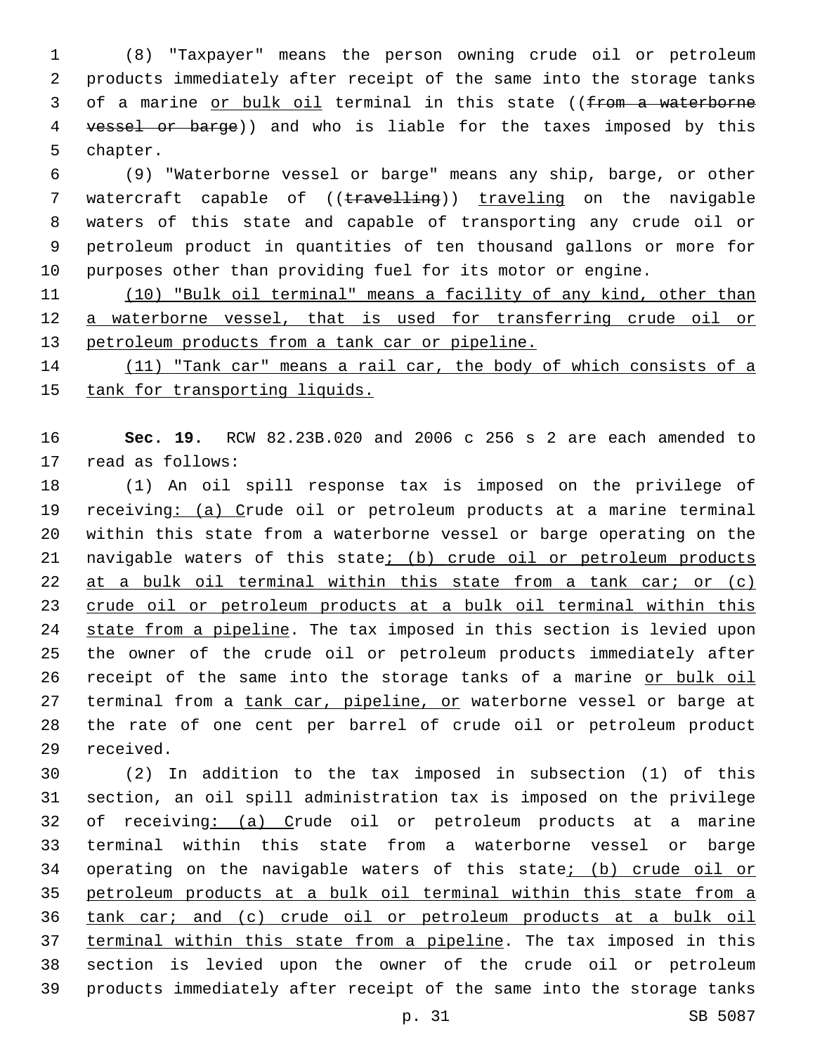(8) "Taxpayer" means the person owning crude oil or petroleum products immediately after receipt of the same into the storage tanks of a marine or bulk oil terminal in this state ((~~from a waterborne vessel or barge~~)) and who is liable for the taxes imposed by this chapter.

(9) "Waterborne vessel or barge" means any ship, barge, or other watercraft capable of ((~~travelling~~)) traveling on the navigable waters of this state and capable of transporting any crude oil or petroleum product in quantities of ten thousand gallons or more for purposes other than providing fuel for its motor or engine.

(10) "Bulk oil terminal" means a facility of any kind, other than a waterborne vessel, that is used for transferring crude oil or petroleum products from a tank car or pipeline.

(11) "Tank car" means a rail car, the body of which consists of a tank for transporting liquids.

**Sec. 19.** RCW 82.23B.020 and 2006 c 256 s 2 are each amended to read as follows:

(1) An oil spill response tax is imposed on the privilege of receiving: (a) Crude oil or petroleum products at a marine terminal within this state from a waterborne vessel or barge operating on the navigable waters of this state; (b) crude oil or petroleum products at a bulk oil terminal within this state from a tank car; or (c) crude oil or petroleum products at a bulk oil terminal within this state from a pipeline. The tax imposed in this section is levied upon the owner of the crude oil or petroleum products immediately after receipt of the same into the storage tanks of a marine or bulk oil terminal from a tank car, pipeline, or waterborne vessel or barge at the rate of one cent per barrel of crude oil or petroleum product received.

(2) In addition to the tax imposed in subsection (1) of this section, an oil spill administration tax is imposed on the privilege of receiving: (a) Crude oil or petroleum products at a marine terminal within this state from a waterborne vessel or barge operating on the navigable waters of this state; (b) crude oil or petroleum products at a bulk oil terminal within this state from a tank car; and (c) crude oil or petroleum products at a bulk oil terminal within this state from a pipeline. The tax imposed in this section is levied upon the owner of the crude oil or petroleum products immediately after receipt of the same into the storage tanks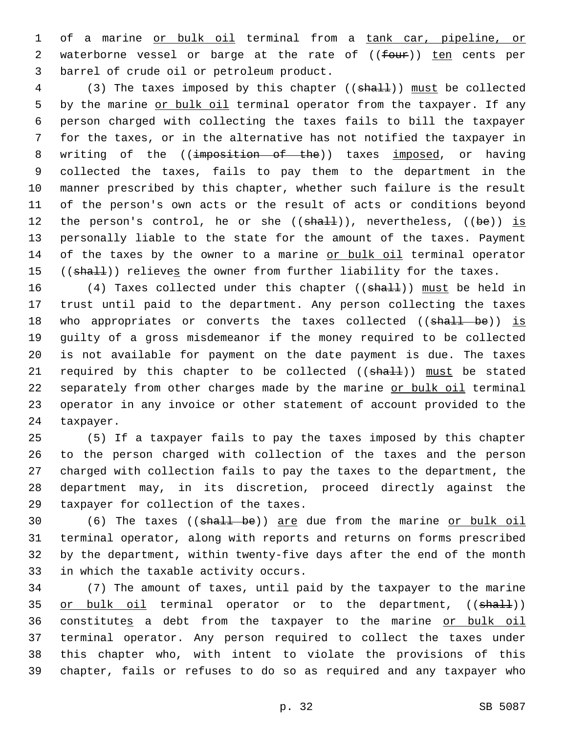of a marine or bulk oil terminal from a tank car, pipeline, or waterborne vessel or barge at the rate of ((four)) ten cents per barrel of crude oil or petroleum product.

(3) The taxes imposed by this chapter ((shall)) must be collected by the marine or bulk oil terminal operator from the taxpayer. If any person charged with collecting the taxes fails to bill the taxpayer for the taxes, or in the alternative has not notified the taxpayer in writing of the ((imposition of the)) taxes imposed, or having collected the taxes, fails to pay them to the department in the manner prescribed by this chapter, whether such failure is the result of the person's own acts or the result of acts or conditions beyond the person's control, he or she ((shall)), nevertheless, ((be)) is personally liable to the state for the amount of the taxes. Payment of the taxes by the owner to a marine or bulk oil terminal operator ((shall)) relieves the owner from further liability for the taxes.

(4) Taxes collected under this chapter ((shall)) must be held in trust until paid to the department. Any person collecting the taxes who appropriates or converts the taxes collected ((shall be)) is guilty of a gross misdemeanor if the money required to be collected is not available for payment on the date payment is due. The taxes required by this chapter to be collected ((shall)) must be stated separately from other charges made by the marine or bulk oil terminal operator in any invoice or other statement of account provided to the taxpayer.

(5) If a taxpayer fails to pay the taxes imposed by this chapter to the person charged with collection of the taxes and the person charged with collection fails to pay the taxes to the department, the department may, in its discretion, proceed directly against the taxpayer for collection of the taxes.

(6) The taxes ((shall be)) are due from the marine or bulk oil terminal operator, along with reports and returns on forms prescribed by the department, within twenty-five days after the end of the month in which the taxable activity occurs.

(7) The amount of taxes, until paid by the taxpayer to the marine or bulk oil terminal operator or to the department, ((shall)) constitutes a debt from the taxpayer to the marine or bulk oil terminal operator. Any person required to collect the taxes under this chapter who, with intent to violate the provisions of this chapter, fails or refuses to do so as required and any taxpayer who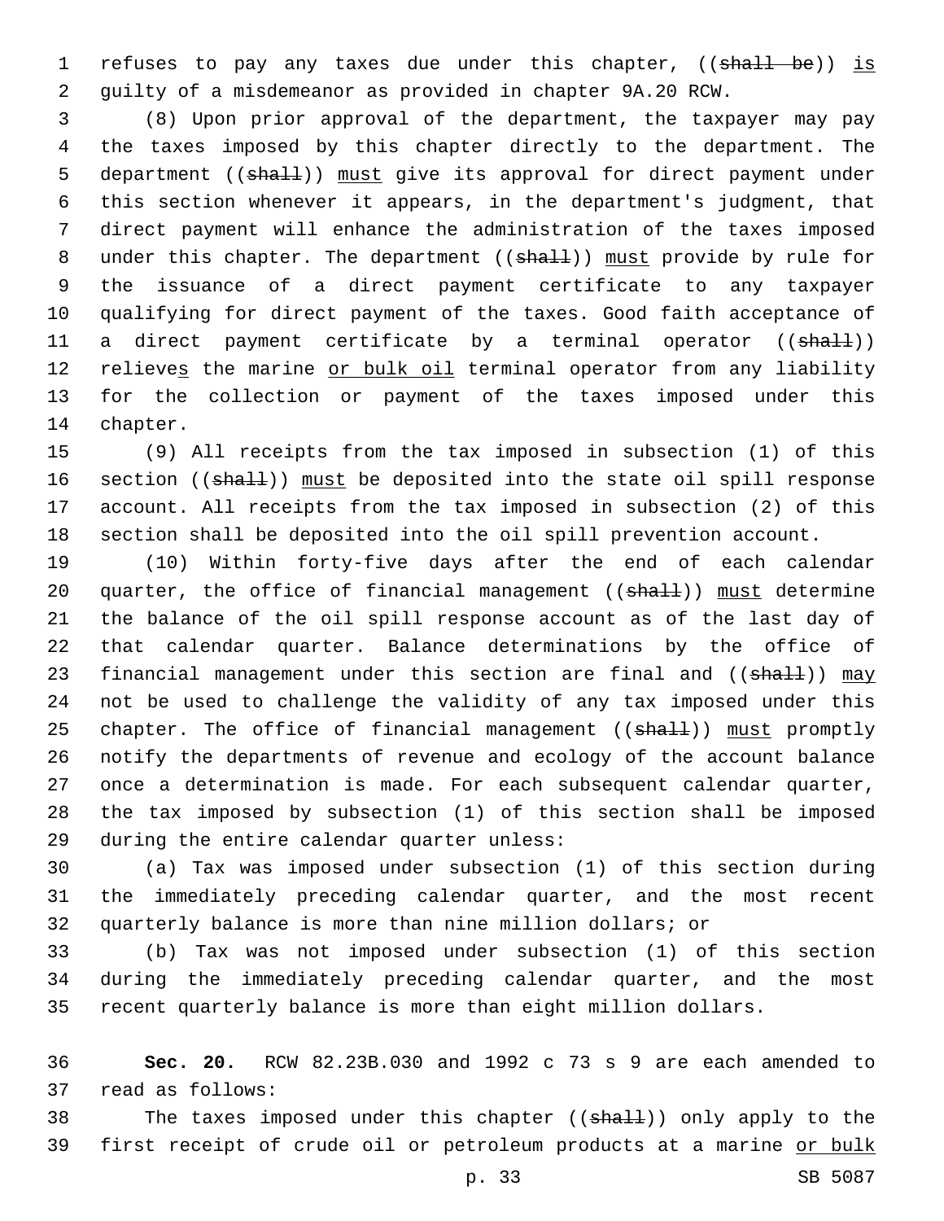refuses to pay any taxes due under this chapter, ((~~shall be~~)) is guilty of a misdemeanor as provided in chapter 9A.20 RCW.

(8) Upon prior approval of the department, the taxpayer may pay the taxes imposed by this chapter directly to the department. The department ((~~shall~~)) must give its approval for direct payment under this section whenever it appears, in the department's judgment, that direct payment will enhance the administration of the taxes imposed under this chapter. The department ((~~shall~~)) must provide by rule for the issuance of a direct payment certificate to any taxpayer qualifying for direct payment of the taxes. Good faith acceptance of a direct payment certificate by a terminal operator ((~~shall~~)) relieves the marine or bulk oil terminal operator from any liability for the collection or payment of the taxes imposed under this chapter.

(9) All receipts from the tax imposed in subsection (1) of this section ((~~shall~~)) must be deposited into the state oil spill response account. All receipts from the tax imposed in subsection (2) of this section shall be deposited into the oil spill prevention account.

(10) Within forty-five days after the end of each calendar quarter, the office of financial management ((~~shall~~)) must determine the balance of the oil spill response account as of the last day of that calendar quarter. Balance determinations by the office of financial management under this section are final and ((~~shall~~)) may not be used to challenge the validity of any tax imposed under this chapter. The office of financial management ((~~shall~~)) must promptly notify the departments of revenue and ecology of the account balance once a determination is made. For each subsequent calendar quarter, the tax imposed by subsection (1) of this section shall be imposed during the entire calendar quarter unless:

(a) Tax was imposed under subsection (1) of this section during the immediately preceding calendar quarter, and the most recent quarterly balance is more than nine million dollars; or

(b) Tax was not imposed under subsection (1) of this section during the immediately preceding calendar quarter, and the most recent quarterly balance is more than eight million dollars.

**Sec. 20.** RCW 82.23B.030 and 1992 c 73 s 9 are each amended to read as follows:

The taxes imposed under this chapter ((~~shall~~)) only apply to the first receipt of crude oil or petroleum products at a marine or bulk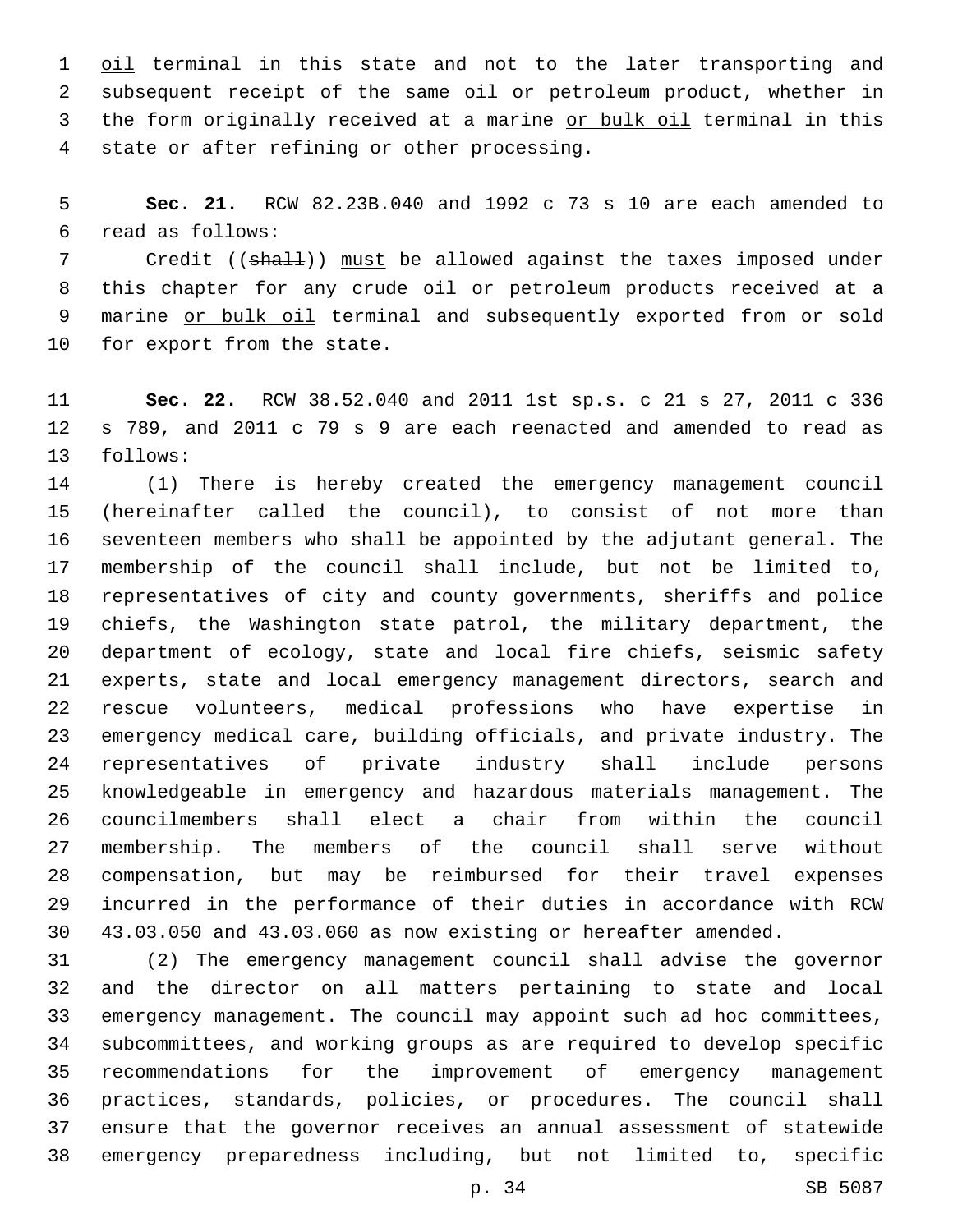oil terminal in this state and not to the later transporting and subsequent receipt of the same oil or petroleum product, whether in the form originally received at a marine or bulk oil terminal in this state or after refining or other processing.

**Sec. 21.** RCW 82.23B.040 and 1992 c 73 s 10 are each amended to read as follows:

Credit ((shall)) must be allowed against the taxes imposed under this chapter for any crude oil or petroleum products received at a marine or bulk oil terminal and subsequently exported from or sold for export from the state.

**Sec. 22.** RCW 38.52.040 and 2011 1st sp.s. c 21 s 27, 2011 c 336 s 789, and 2011 c 79 s 9 are each reenacted and amended to read as follows:

(1) There is hereby created the emergency management council (hereinafter called the council), to consist of not more than seventeen members who shall be appointed by the adjutant general. The membership of the council shall include, but not be limited to, representatives of city and county governments, sheriffs and police chiefs, the Washington state patrol, the military department, the department of ecology, state and local fire chiefs, seismic safety experts, state and local emergency management directors, search and rescue volunteers, medical professions who have expertise in emergency medical care, building officials, and private industry. The representatives of private industry shall include persons knowledgeable in emergency and hazardous materials management. The councilmembers shall elect a chair from within the council membership. The members of the council shall serve without compensation, but may be reimbursed for their travel expenses incurred in the performance of their duties in accordance with RCW 43.03.050 and 43.03.060 as now existing or hereafter amended.

(2) The emergency management council shall advise the governor and the director on all matters pertaining to state and local emergency management. The council may appoint such ad hoc committees, subcommittees, and working groups as are required to develop specific recommendations for the improvement of emergency management practices, standards, policies, or procedures. The council shall ensure that the governor receives an annual assessment of statewide emergency preparedness including, but not limited to, specific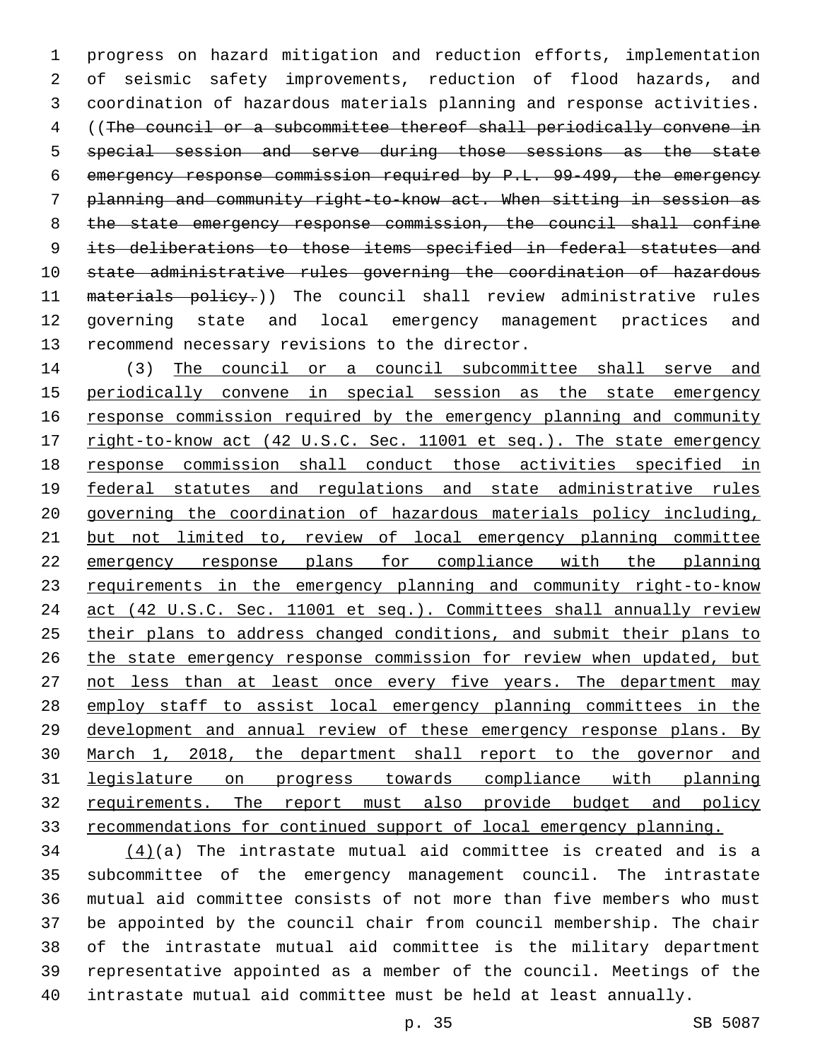progress on hazard mitigation and reduction efforts, implementation of seismic safety improvements, reduction of flood hazards, and coordination of hazardous materials planning and response activities. ((~~The council or a subcommittee thereof shall periodically convene in special session and serve during those sessions as the state emergency response commission required by P.L. 99-499, the emergency planning and community right-to-know act. When sitting in session as the state emergency response commission, the council shall confine its deliberations to those items specified in federal statutes and state administrative rules governing the coordination of hazardous materials policy.~~)) The council shall review administrative rules governing state and local emergency management practices and recommend necessary revisions to the director.

(3) <u>The council or a council subcommittee shall serve and periodically convene in special session as the state emergency response commission required by the emergency planning and community right-to-know act (42 U.S.C. Sec. 11001 et seq.). The state emergency response commission shall conduct those activities specified in federal statutes and regulations and state administrative rules governing the coordination of hazardous materials policy including, but not limited to, review of local emergency planning committee emergency response plans for compliance with the planning requirements in the emergency planning and community right-to-know act (42 U.S.C. Sec. 11001 et seq.). Committees shall annually review their plans to address changed conditions, and submit their plans to the state emergency response commission for review when updated, but not less than at least once every five years. The department may employ staff to assist local emergency planning committees in the development and annual review of these emergency response plans. By March 1, 2018, the department shall report to the governor and legislature on progress towards compliance with planning requirements. The report must also provide budget and policy recommendations for continued support of local emergency planning.</u>

<u>(4)</u>(a) The intrastate mutual aid committee is created and is a subcommittee of the emergency management council. The intrastate mutual aid committee consists of not more than five members who must be appointed by the council chair from council membership. The chair of the intrastate mutual aid committee is the military department representative appointed as a member of the council. Meetings of the intrastate mutual aid committee must be held at least annually.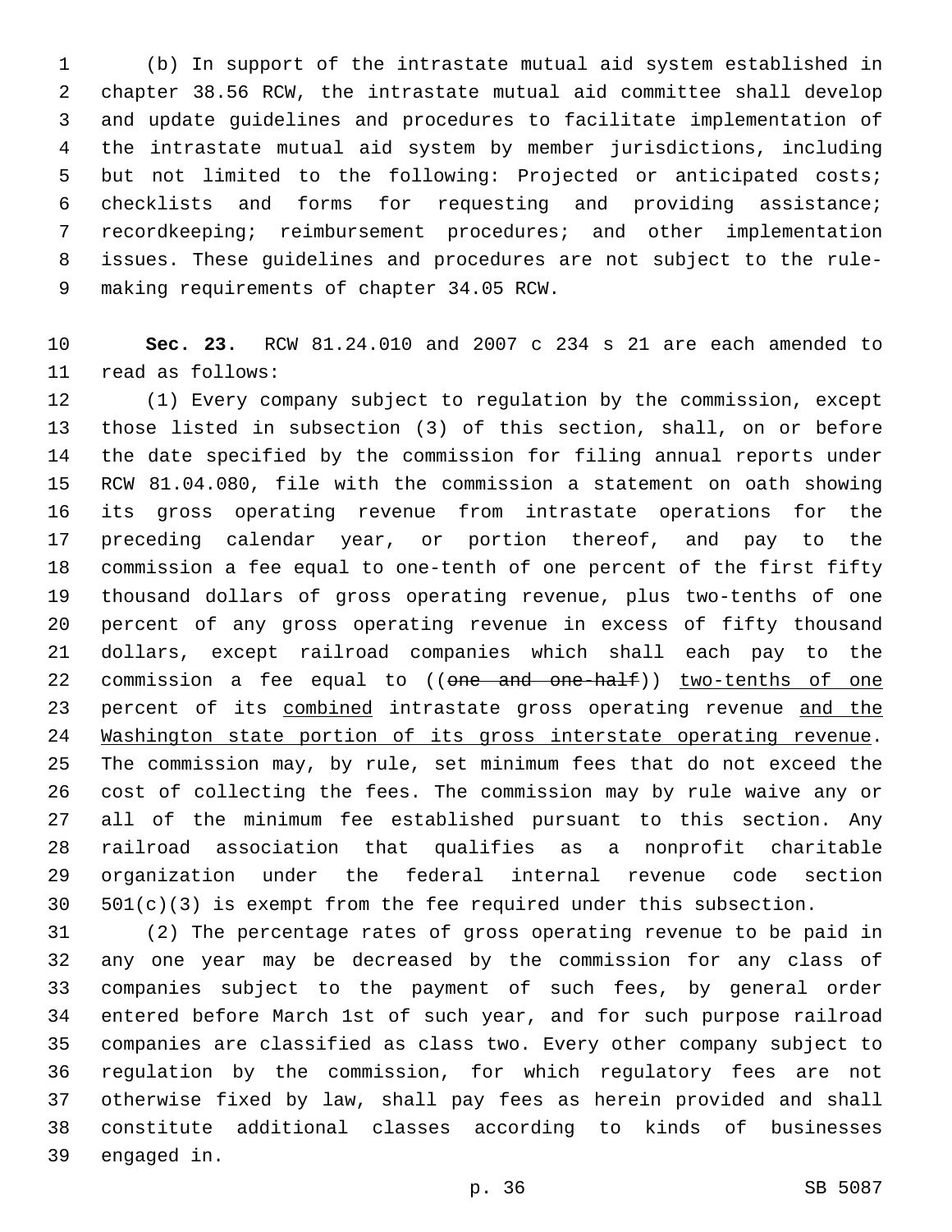(b) In support of the intrastate mutual aid system established in chapter 38.56 RCW, the intrastate mutual aid committee shall develop and update guidelines and procedures to facilitate implementation of the intrastate mutual aid system by member jurisdictions, including but not limited to the following: Projected or anticipated costs; checklists and forms for requesting and providing assistance; recordkeeping; reimbursement procedures; and other implementation issues. These guidelines and procedures are not subject to the rule-making requirements of chapter 34.05 RCW.

**Sec. 23.** RCW 81.24.010 and 2007 c 234 s 21 are each amended to read as follows:

(1) Every company subject to regulation by the commission, except those listed in subsection (3) of this section, shall, on or before the date specified by the commission for filing annual reports under RCW 81.04.080, file with the commission a statement on oath showing its gross operating revenue from intrastate operations for the preceding calendar year, or portion thereof, and pay to the commission a fee equal to one-tenth of one percent of the first fifty thousand dollars of gross operating revenue, plus two-tenths of one percent of any gross operating revenue in excess of fifty thousand dollars, except railroad companies which shall each pay to the commission a fee equal to ((~~one and one-half~~)) <u>two-tenths of one</u> percent of its <u>combined</u> intrastate gross operating revenue <u>and the Washington state portion of its gross interstate operating revenue</u>. The commission may, by rule, set minimum fees that do not exceed the cost of collecting the fees. The commission may by rule waive any or all of the minimum fee established pursuant to this section. Any railroad association that qualifies as a nonprofit charitable organization under the federal internal revenue code section 501(c)(3) is exempt from the fee required under this subsection.

(2) The percentage rates of gross operating revenue to be paid in any one year may be decreased by the commission for any class of companies subject to the payment of such fees, by general order entered before March 1st of such year, and for such purpose railroad companies are classified as class two. Every other company subject to regulation by the commission, for which regulatory fees are not otherwise fixed by law, shall pay fees as herein provided and shall constitute additional classes according to kinds of businesses engaged in.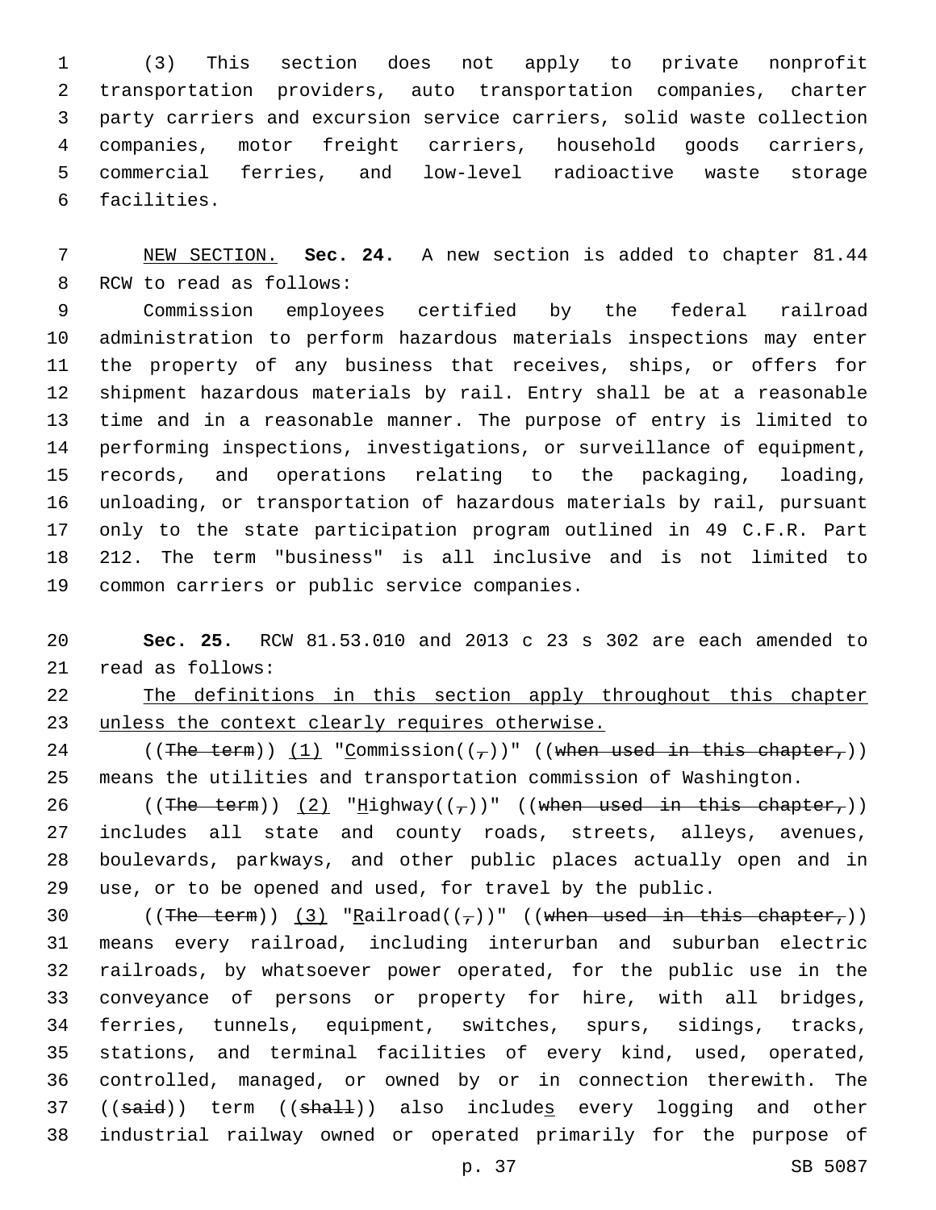(3) This section does not apply to private nonprofit transportation providers, auto transportation companies, charter party carriers and excursion service carriers, solid waste collection companies, motor freight carriers, household goods carriers, commercial ferries, and low-level radioactive waste storage facilities.

NEW SECTION. **Sec. 24.** A new section is added to chapter 81.44 RCW to read as follows:

Commission employees certified by the federal railroad administration to perform hazardous materials inspections may enter the property of any business that receives, ships, or offers for shipment hazardous materials by rail. Entry shall be at a reasonable time and in a reasonable manner. The purpose of entry is limited to performing inspections, investigations, or surveillance of equipment, records, and operations relating to the packaging, loading, unloading, or transportation of hazardous materials by rail, pursuant only to the state participation program outlined in 49 C.F.R. Part 212. The term "business" is all inclusive and is not limited to common carriers or public service companies.

**Sec. 25.** RCW 81.53.010 and 2013 c 23 s 302 are each amended to read as follows:

The definitions in this section apply throughout this chapter unless the context clearly requires otherwise.

((~~The term~~)) (1) "Commission((~~,~~))" ((~~when used in this chapter,~~)) means the utilities and transportation commission of Washington.

((~~The term~~)) (2) "Highway((~~,~~))" ((~~when used in this chapter,~~)) includes all state and county roads, streets, alleys, avenues, boulevards, parkways, and other public places actually open and in use, or to be opened and used, for travel by the public.

((~~The term~~)) (3) "Railroad((~~,~~))" ((~~when used in this chapter,~~)) means every railroad, including interurban and suburban electric railroads, by whatsoever power operated, for the public use in the conveyance of persons or property for hire, with all bridges, ferries, tunnels, equipment, switches, spurs, sidings, tracks, stations, and terminal facilities of every kind, used, operated, controlled, managed, or owned by or in connection therewith. The ((~~said~~)) term ((~~shall~~)) also includes every logging and other industrial railway owned or operated primarily for the purpose of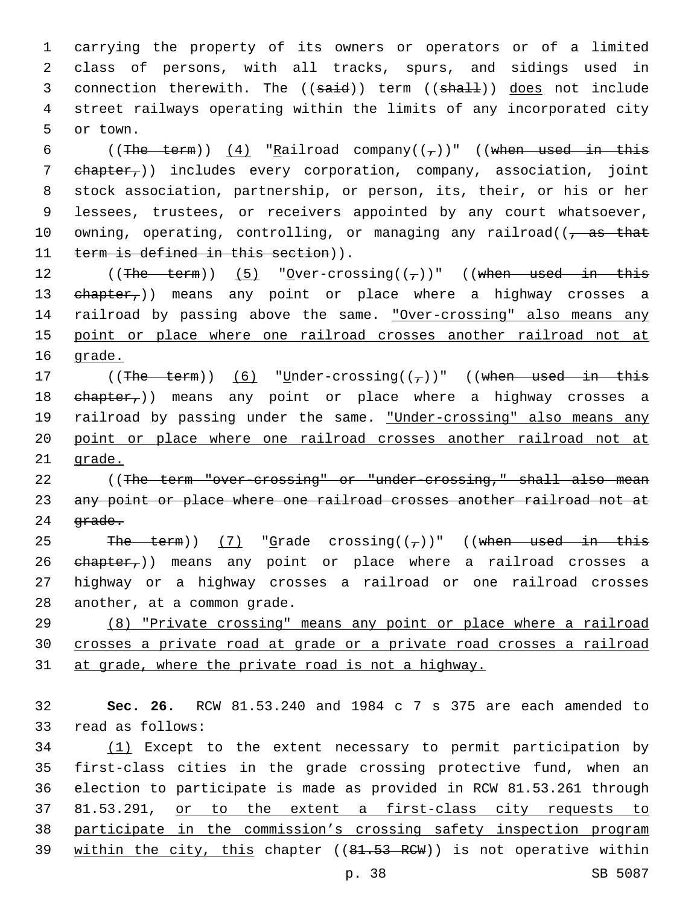carrying the property of its owners or operators or of a limited class of persons, with all tracks, spurs, and sidings used in connection therewith. The ((~~said~~)) term ((~~shall~~)) does not include street railways operating within the limits of any incorporated city or town.

((~~The term~~)) (4) "~~R~~Railroad company((~~,~~))" ((~~when used in this chapter,~~)) includes every corporation, company, association, joint stock association, partnership, or person, its, their, or his or her lessees, trustees, or receivers appointed by any court whatsoever, owning, operating, controlling, or managing any railroad((~~, as that term is defined in this section~~)).

((~~The term~~)) (5) "Over-crossing((~~,~~))" ((~~when used in this chapter,~~)) means any point or place where a highway crosses a railroad by passing above the same. "Over-crossing" also means any point or place where one railroad crosses another railroad not at grade.

((~~The term~~)) (6) "Under-crossing((~~,~~))" ((~~when used in this chapter,~~)) means any point or place where a highway crosses a railroad by passing under the same. "Under-crossing" also means any point or place where one railroad crosses another railroad not at grade.

((~~The term "over-crossing" or "under-crossing," shall also mean any point or place where one railroad crosses another railroad not at grade.~~

~~The term~~)) (7) "Grade crossing((~~,~~))" ((~~when used in this chapter,~~)) means any point or place where a railroad crosses a highway or a highway crosses a railroad or one railroad crosses another, at a common grade.

(8) "Private crossing" means any point or place where a railroad crosses a private road at grade or a private road crosses a railroad at grade, where the private road is not a highway.

**Sec. 26.** RCW 81.53.240 and 1984 c 7 s 375 are each amended to read as follows:

(1) Except to the extent necessary to permit participation by first-class cities in the grade crossing protective fund, when an election to participate is made as provided in RCW 81.53.261 through 81.53.291, or to the extent a first-class city requests to participate in the commission's crossing safety inspection program within the city, this chapter ((~~81.53 RCW~~)) is not operative within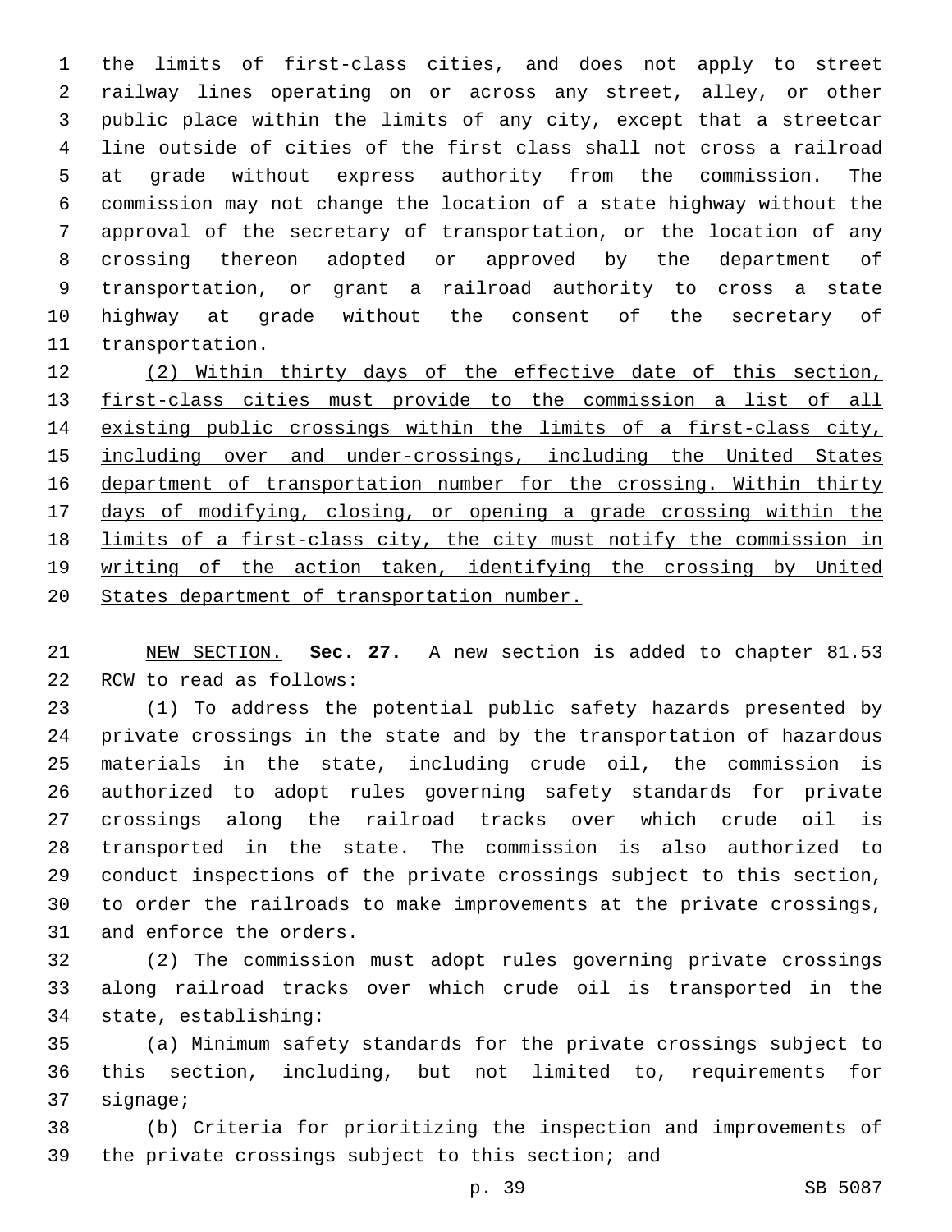the limits of first-class cities, and does not apply to street railway lines operating on or across any street, alley, or other public place within the limits of any city, except that a streetcar line outside of cities of the first class shall not cross a railroad at grade without express authority from the commission. The commission may not change the location of a state highway without the approval of the secretary of transportation, or the location of any crossing thereon adopted or approved by the department of transportation, or grant a railroad authority to cross a state highway at grade without the consent of the secretary of transportation.

<u>(2) Within thirty days of the effective date of this section, first-class cities must provide to the commission a list of all existing public crossings within the limits of a first-class city, including over and under-crossings, including the United States department of transportation number for the crossing. Within thirty days of modifying, closing, or opening a grade crossing within the limits of a first-class city, the city must notify the commission in writing of the action taken, identifying the crossing by United States department of transportation number.</u>

<u>NEW SECTION.</u> **Sec. 27.** A new section is added to chapter 81.53 RCW to read as follows:

(1) To address the potential public safety hazards presented by private crossings in the state and by the transportation of hazardous materials in the state, including crude oil, the commission is authorized to adopt rules governing safety standards for private crossings along the railroad tracks over which crude oil is transported in the state. The commission is also authorized to conduct inspections of the private crossings subject to this section, to order the railroads to make improvements at the private crossings, and enforce the orders.

(2) The commission must adopt rules governing private crossings along railroad tracks over which crude oil is transported in the state, establishing:

(a) Minimum safety standards for the private crossings subject to this section, including, but not limited to, requirements for signage;

(b) Criteria for prioritizing the inspection and improvements of the private crossings subject to this section; and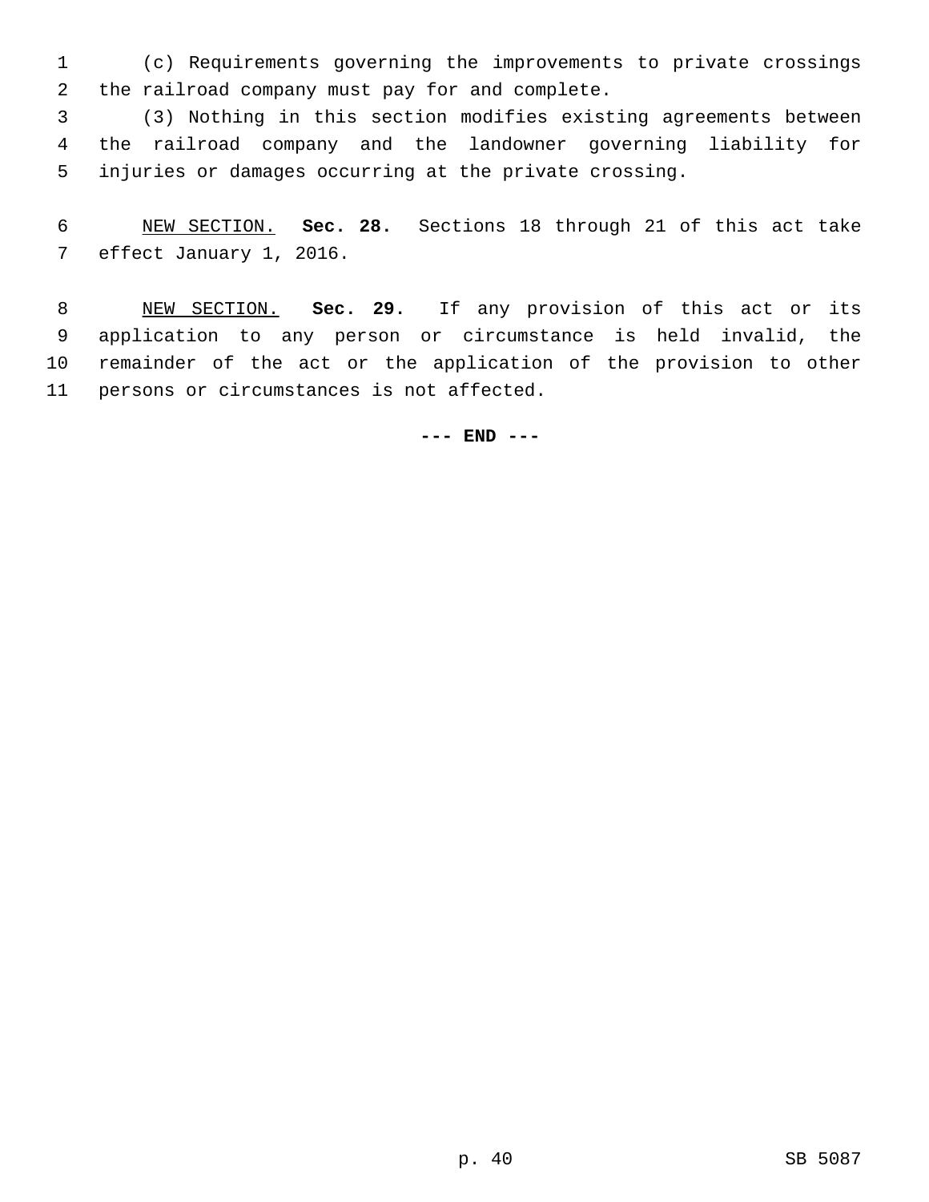(c) Requirements governing the improvements to private crossings the railroad company must pay for and complete.

(3) Nothing in this section modifies existing agreements between the railroad company and the landowner governing liability for injuries or damages occurring at the private crossing.

NEW SECTION. **Sec. 28.** Sections 18 through 21 of this act take effect January 1, 2016.

NEW SECTION. **Sec. 29.** If any provision of this act or its application to any person or circumstance is held invalid, the remainder of the act or the application of the provision to other persons or circumstances is not affected.

**--- END ---**